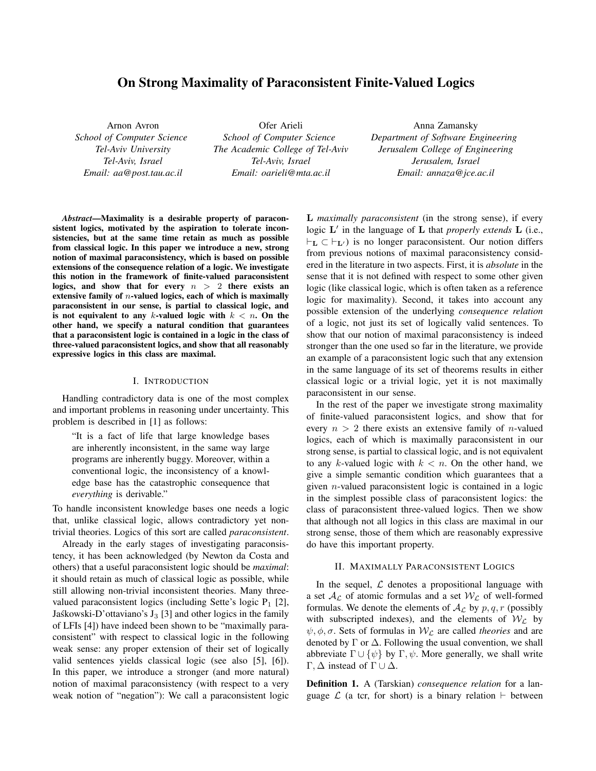# On Strong Maximality of Paraconsistent Finite-Valued Logics

Arnon Avron
*School of Computer Science*
*Tel-Aviv University*
*Tel-Aviv, Israel*
*Email: aa@post.tau.ac.il*

Ofer Arieli
*School of Computer Science*
*The Academic College of Tel-Aviv*
*Tel-Aviv, Israel*
*Email: oarieli@mta.ac.il*

Anna Zamansky
*Department of Software Engineering*
*Jerusalem College of Engineering*
*Jerusalem, Israel*
*Email: annaza@jce.ac.il*

***Abstract*—Maximality is a desirable property of paraconsistent logics, motivated by the aspiration to tolerate inconsistencies, but at the same time retain as much as possible from classical logic. In this paper we introduce a new, strong notion of maximal paraconsistency, which is based on possible extensions of the consequence relation of a logic. We investigate this notion in the framework of finite-valued paraconsistent logics, and show that for every $n > 2$ there exists an extensive family of $n$-valued logics, each of which is maximally paraconsistent in our sense, is partial to classical logic, and is not equivalent to any $k$-valued logic with $k < n$. On the other hand, we specify a natural condition that guarantees that a paraconsistent logic is contained in a logic in the class of three-valued paraconsistent logics, and show that all reasonably expressive logics in this class are maximal.**

## I. Introduction

Handling contradictory data is one of the most complex and important problems in reasoning under uncertainty. This problem is described in [1] as follows:

> "It is a fact of life that large knowledge bases are inherently inconsistent, in the same way large programs are inherently buggy. Moreover, within a conventional logic, the inconsistency of a knowledge base has the catastrophic consequence that *everything* is derivable."

To handle inconsistent knowledge bases one needs a logic that, unlike classical logic, allows contradictory yet non-trivial theories. Logics of this sort are called *paraconsistent*.

Already in the early stages of investigating paraconsistency, it has been acknowledged (by Newton da Costa and others) that a useful paraconsistent logic should be *maximal*: it should retain as much of classical logic as possible, while still allowing non-trivial inconsistent theories. Many three-valued paraconsistent logics (including Sette's logic $\text{P}_1$ [2], Jaśkowski-D'ottaviano's $\text{J}_3$ [3] and other logics in the family of LFIs [4]) have indeed been shown to be "maximally paraconsistent" with respect to classical logic in the following weak sense: any proper extension of their set of logically valid sentences yields classical logic (see also [5], [6]). In this paper, we introduce a stronger (and more natural) notion of maximal paraconsistency (with respect to a very weak notion of "negation"): We call a paraconsistent logic $\mathbf{L}$ *maximally paraconsistent* (in the strong sense), if every logic $\mathbf{L}'$ in the language of $\mathbf{L}$ that *properly extends* $\mathbf{L}$ (i.e., $\vdash_{\mathbf{L}} \subset \vdash_{\mathbf{L}'}$) is no longer paraconsistent. Our notion differs from previous notions of maximal paraconsistency considered in the literature in two aspects. First, it is *absolute* in the sense that it is not defined with respect to some other given logic (like classical logic, which is often taken as a reference logic for maximality). Second, it takes into account any possible extension of the underlying *consequence relation* of a logic, not just its set of logically valid sentences. To show that our notion of maximal paraconsistency is indeed stronger than the one used so far in the literature, we provide an example of a paraconsistent logic such that any extension in the same language of its set of theorems results in either classical logic or a trivial logic, yet it is not maximally paraconsistent in our sense.

In the rest of the paper we investigate strong maximality of finite-valued paraconsistent logics, and show that for every $n > 2$ there exists an extensive family of $n$-valued logics, each of which is maximally paraconsistent in our strong sense, is partial to classical logic, and is not equivalent to any $k$-valued logic with $k < n$. On the other hand, we give a simple semantic condition which guarantees that a given $n$-valued paraconsistent logic is contained in a logic in the simplest possible class of paraconsistent logics: the class of paraconsistent three-valued logics. Then we show that although not all logics in this class are maximal in our strong sense, those of them which are reasonably expressive do have this important property.

## II. Maximally Paraconsistent Logics

In the sequel, $\mathcal{L}$ denotes a propositional language with a set $\mathcal{A}_{\mathcal{L}}$ of atomic formulas and a set $\mathcal{W}_{\mathcal{L}}$ of well-formed formulas. We denote the elements of $\mathcal{A}_{\mathcal{L}}$ by $p, q, r$ (possibly with subscripted indexes), and the elements of $\mathcal{W}_{\mathcal{L}}$ by $\psi, \phi, \sigma$. Sets of formulas in $\mathcal{W}_{\mathcal{L}}$ are called *theories* and are denoted by $\Gamma$ or $\Delta$. Following the usual convention, we shall abbreviate $\Gamma \cup \{\psi\}$ by $\Gamma, \psi$. More generally, we shall write $\Gamma, \Delta$ instead of $\Gamma \cup \Delta$.

**Definition 1.** A (Tarskian) *consequence relation* for a language $\mathcal{L}$ (a tcr, for short) is a binary relation $\vdash$ between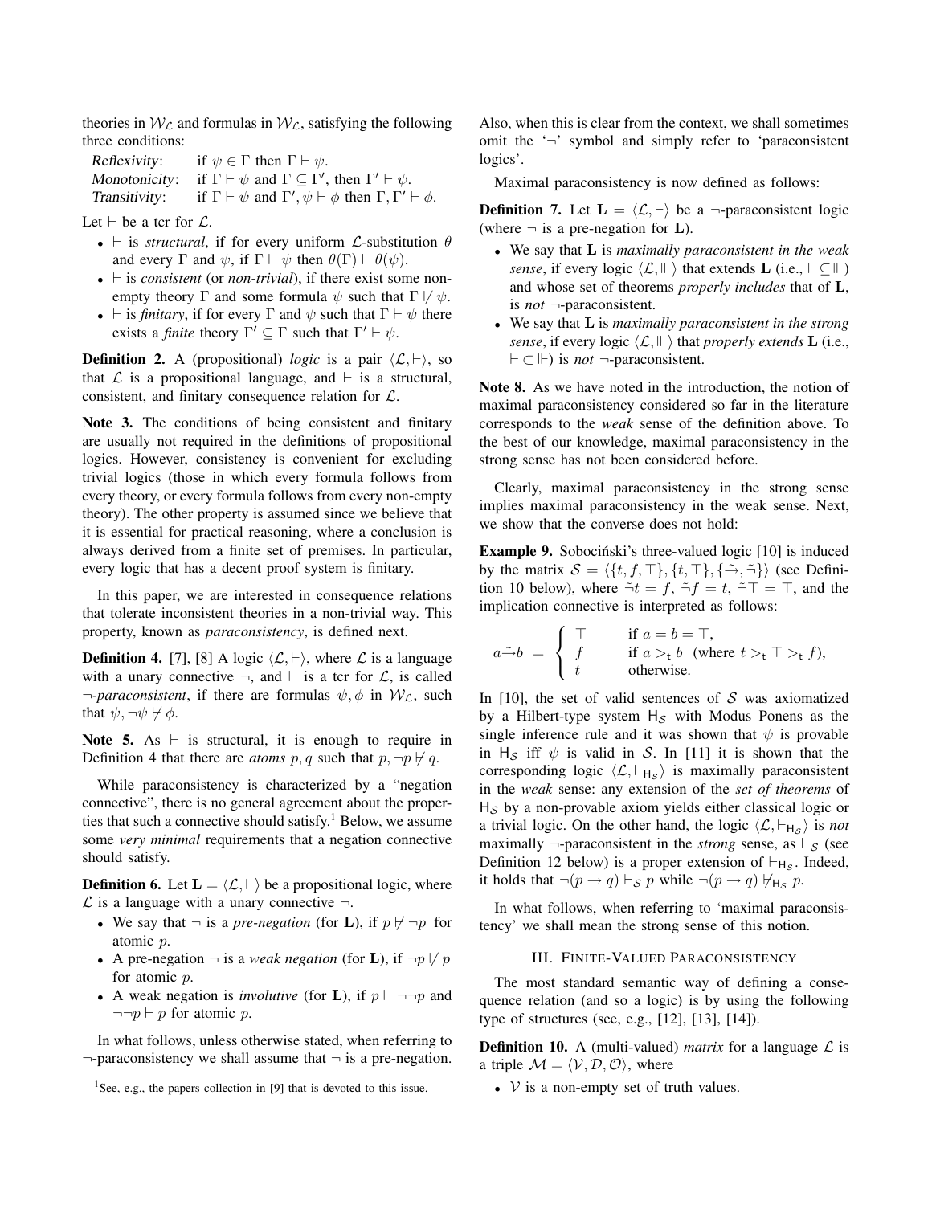theories in $\mathcal{W}_\mathcal{L}$ and formulas in $\mathcal{W}_\mathcal{L}$, satisfying the following three conditions:

*Reflexivity*: if $\psi \in \Gamma$ then $\Gamma \vdash \psi$.
*Monotonicity*: if $\Gamma \vdash \psi$ and $\Gamma \subseteq \Gamma'$, then $\Gamma' \vdash \psi$.
*Transitivity*: if $\Gamma \vdash \psi$ and $\Gamma', \psi \vdash \phi$ then $\Gamma, \Gamma' \vdash \phi$.

Let $\vdash$ be a tcr for $\mathcal{L}$.

- $\vdash$ is *structural*, if for every uniform $\mathcal{L}$-substitution $\theta$ and every $\Gamma$ and $\psi$, if $\Gamma \vdash \psi$ then $\theta(\Gamma) \vdash \theta(\psi)$.
- $\vdash$ is *consistent* (or *non-trivial*), if there exist some non-empty theory $\Gamma$ and some formula $\psi$ such that $\Gamma \not\vdash \psi$.
- $\vdash$ is *finitary*, if for every $\Gamma$ and $\psi$ such that $\Gamma \vdash \psi$ there exists a *finite* theory $\Gamma' \subseteq \Gamma$ such that $\Gamma' \vdash \psi$.

**Definition 2.** A (propositional) *logic* is a pair $\langle \mathcal{L}, \vdash \rangle$, so that $\mathcal{L}$ is a propositional language, and $\vdash$ is a structural, consistent, and finitary consequence relation for $\mathcal{L}$.

**Note 3.** The conditions of being consistent and finitary are usually not required in the definitions of propositional logics. However, consistency is convenient for excluding trivial logics (those in which every formula follows from every theory, or every formula follows from every non-empty theory). The other property is assumed since we believe that it is essential for practical reasoning, where a conclusion is always derived from a finite set of premises. In particular, every logic that has a decent proof system is finitary.

In this paper, we are interested in consequence relations that tolerate inconsistent theories in a non-trivial way. This property, known as *paraconsistency*, is defined next.

**Definition 4.** [7], [8] A logic $\langle \mathcal{L}, \vdash \rangle$, where $\mathcal{L}$ is a language with a unary connective $\neg$, and $\vdash$ is a tcr for $\mathcal{L}$, is called *$\neg$-paraconsistent*, if there are formulas $\psi, \phi$ in $\mathcal{W}_\mathcal{L}$, such that $\psi, \neg\psi \not\vdash \phi$.

**Note 5.** As $\vdash$ is structural, it is enough to require in Definition 4 that there are *atoms* $p, q$ such that $p, \neg p \not\vdash q$.

While paraconsistency is characterized by a "negation connective", there is no general agreement about the properties that such a connective should satisfy.[1] Below, we assume some *very minimal* requirements that a negation connective should satisfy.

**Definition 6.** Let $\mathbf{L} = \langle \mathcal{L}, \vdash \rangle$ be a propositional logic, where $\mathcal{L}$ is a language with a unary connective $\neg$.

- We say that $\neg$ is a *pre-negation* (for $\mathbf{L}$), if $p \not\vdash \neg p$ for atomic $p$.
- A pre-negation $\neg$ is a *weak negation* (for $\mathbf{L}$), if $\neg p \not\vdash p$ for atomic $p$.
- A weak negation is *involutive* (for $\mathbf{L}$), if $p \vdash \neg\neg p$ and $\neg\neg p \vdash p$ for atomic $p$.

In what follows, unless otherwise stated, when referring to $\neg$-paraconsistency we shall assume that $\neg$ is a pre-negation.

[1] See, e.g., the papers collection in [9] that is devoted to this issue.

Also, when this is clear from the context, we shall sometimes omit the '$\neg$' symbol and simply refer to 'paraconsistent logics'.

Maximal paraconsistency is now defined as follows:

**Definition 7.** Let $\mathbf{L} = \langle \mathcal{L}, \vdash \rangle$ be a $\neg$-paraconsistent logic (where $\neg$ is a pre-negation for $\mathbf{L}$).

- We say that $\mathbf{L}$ is *maximally paraconsistent in the weak sense*, if every logic $\langle \mathcal{L}, \Vdash \rangle$ that extends $\mathbf{L}$ (i.e., $\vdash \subseteq \Vdash$) and whose set of theorems *properly includes* that of $\mathbf{L}$, is *not* $\neg$-paraconsistent.
- We say that $\mathbf{L}$ is *maximally paraconsistent in the strong sense*, if every logic $\langle \mathcal{L}, \Vdash \rangle$ that *properly extends* $\mathbf{L}$ (i.e., $\vdash \subset \Vdash$) is *not* $\neg$-paraconsistent.

**Note 8.** As we have noted in the introduction, the notion of maximal paraconsistency considered so far in the literature corresponds to the *weak* sense of the definition above. To the best of our knowledge, maximal paraconsistency in the strong sense has not been considered before.

Clearly, maximal paraconsistency in the strong sense implies maximal paraconsistency in the weak sense. Next, we show that the converse does not hold:

**Example 9.** Sobociński's three-valued logic [10] is induced by the matrix $\mathcal{S} = \langle \{t, f, \top\}, \{t, \top\}, \{\tilde{\rightarrow}, \tilde{\neg}\} \rangle$ (see Definition 10 below), where $\tilde{\neg} t = f$, $\tilde{\neg} f = t$, $\tilde{\neg} \top = \top$, and the implication connective is interpreted as follows:

$$a \tilde{\rightarrow} b \;=\; \begin{cases} \top & \text{if } a = b = \top, \\ f & \text{if } a >_\mathsf{t} b \;\; (\text{where } t >_\mathsf{t} \top >_\mathsf{t} f), \\ t & \text{otherwise.} \end{cases}$$

In [10], the set of valid sentences of $\mathcal{S}$ was axiomatized by a Hilbert-type system $\mathsf{H}_\mathcal{S}$ with Modus Ponens as the single inference rule and it was shown that $\psi$ is provable in $\mathsf{H}_\mathcal{S}$ iff $\psi$ is valid in $\mathcal{S}$. In [11] it is shown that the corresponding logic $\langle \mathcal{L}, \vdash_{\mathsf{H}_\mathcal{S}} \rangle$ is maximally paraconsistent in the *weak* sense: any extension of the *set of theorems* of $\mathsf{H}_\mathcal{S}$ by a non-provable axiom yields either classical logic or a trivial logic. On the other hand, the logic $\langle \mathcal{L}, \vdash_{\mathsf{H}_\mathcal{S}} \rangle$ is *not* maximally $\neg$-paraconsistent in the *strong* sense, as $\vdash_\mathcal{S}$ (see Definition 12 below) is a proper extension of $\vdash_{\mathsf{H}_\mathcal{S}}$. Indeed, it holds that $\neg(p \rightarrow q) \vdash_\mathcal{S} p$ while $\neg(p \rightarrow q) \not\vdash_{\mathsf{H}_\mathcal{S}} p$.

In what follows, when referring to 'maximal paraconsistency' we shall mean the strong sense of this notion.

## III. Finite-Valued Paraconsistency

The most standard semantic way of defining a consequence relation (and so a logic) is by using the following type of structures (see, e.g., [12], [13], [14]).

**Definition 10.** A (multi-valued) *matrix* for a language $\mathcal{L}$ is a triple $\mathcal{M} = \langle \mathcal{V}, \mathcal{D}, \mathcal{O} \rangle$, where

- $\mathcal{V}$ is a non-empty set of truth values.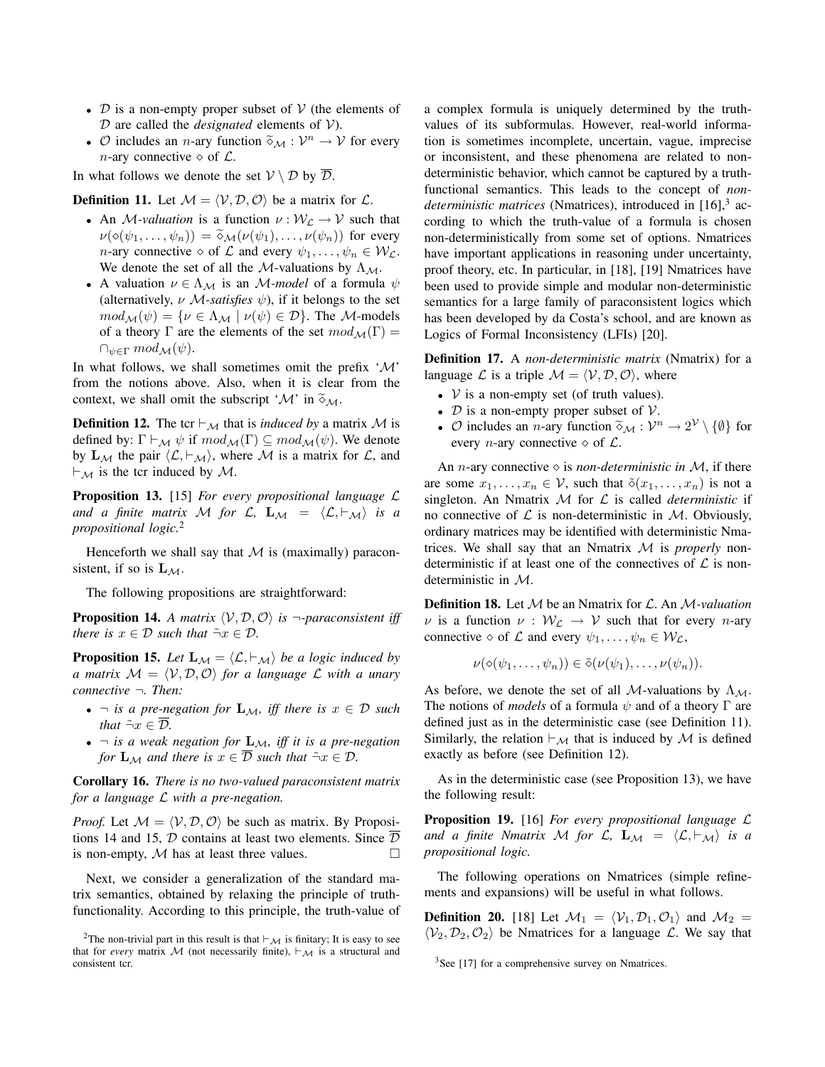- $\mathcal{D}$ is a non-empty proper subset of $\mathcal{V}$ (the elements of $\mathcal{D}$ are called the *designated* elements of $\mathcal{V}$).
- $\mathcal{O}$ includes an $n$-ary function $\widetilde{\diamond}_{\mathcal{M}} : \mathcal{V}^n \to \mathcal{V}$ for every $n$-ary connective $\diamond$ of $\mathcal{L}$.

In what follows we denote the set $\mathcal{V} \setminus \mathcal{D}$ by $\overline{\mathcal{D}}$.

**Definition 11.** Let $\mathcal{M} = \langle \mathcal{V}, \mathcal{D}, \mathcal{O} \rangle$ be a matrix for $\mathcal{L}$.

- An $\mathcal{M}$*-valuation* is a function $\nu : \mathcal{W}_{\mathcal{L}} \to \mathcal{V}$ such that $\nu(\diamond(\psi_1, \ldots, \psi_n)) = \widetilde{\diamond}_{\mathcal{M}}(\nu(\psi_1), \ldots, \nu(\psi_n))$ for every $n$-ary connective $\diamond$ of $\mathcal{L}$ and every $\psi_1, \ldots, \psi_n \in \mathcal{W}_{\mathcal{L}}$. We denote the set of all the $\mathcal{M}$-valuations by $\Lambda_{\mathcal{M}}$.
- A valuation $\nu \in \Lambda_{\mathcal{M}}$ is an $\mathcal{M}$*-model* of a formula $\psi$ (alternatively, $\nu$ $\mathcal{M}$*-satisfies* $\psi$), if it belongs to the set $mod_{\mathcal{M}}(\psi) = \{\nu \in \Lambda_{\mathcal{M}} \mid \nu(\psi) \in \mathcal{D}\}$. The $\mathcal{M}$-models of a theory $\Gamma$ are the elements of the set $mod_{\mathcal{M}}(\Gamma) = \cap_{\psi \in \Gamma} mod_{\mathcal{M}}(\psi)$.

In what follows, we shall sometimes omit the prefix '$\mathcal{M}$' from the notions above. Also, when it is clear from the context, we shall omit the subscript '$\mathcal{M}$' in $\widetilde{\diamond}_{\mathcal{M}}$.

**Definition 12.** The tcr $\vdash_{\mathcal{M}}$ that is *induced by* a matrix $\mathcal{M}$ is defined by: $\Gamma \vdash_{\mathcal{M}} \psi$ if $mod_{\mathcal{M}}(\Gamma) \subseteq mod_{\mathcal{M}}(\psi)$. We denote by $\mathbf{L}_{\mathcal{M}}$ the pair $\langle \mathcal{L}, \vdash_{\mathcal{M}} \rangle$, where $\mathcal{M}$ is a matrix for $\mathcal{L}$, and $\vdash_{\mathcal{M}}$ is the tcr induced by $\mathcal{M}$.

**Proposition 13.** [15] *For every propositional language $\mathcal{L}$ and a finite matrix $\mathcal{M}$ for $\mathcal{L}$, $\mathbf{L}_{\mathcal{M}} = \langle \mathcal{L}, \vdash_{\mathcal{M}} \rangle$ is a propositional logic.*[2]

Henceforth we shall say that $\mathcal{M}$ is (maximally) paraconsistent, if so is $\mathbf{L}_{\mathcal{M}}$.

The following propositions are straightforward:

**Proposition 14.** *A matrix $\langle \mathcal{V}, \mathcal{D}, \mathcal{O} \rangle$ is $\neg$-paraconsistent iff there is $x \in \mathcal{D}$ such that $\tilde{\neg} x \in \mathcal{D}$.*

**Proposition 15.** *Let $\mathbf{L}_{\mathcal{M}} = \langle \mathcal{L}, \vdash_{\mathcal{M}} \rangle$ be a logic induced by a matrix $\mathcal{M} = \langle \mathcal{V}, \mathcal{D}, \mathcal{O} \rangle$ for a language $\mathcal{L}$ with a unary connective $\neg$. Then:*

- *$\neg$ is a pre-negation for $\mathbf{L}_{\mathcal{M}}$, iff there is $x \in \mathcal{D}$ such that $\tilde{\neg} x \in \overline{\mathcal{D}}$.*
- *$\neg$ is a weak negation for $\mathbf{L}_{\mathcal{M}}$, iff it is a pre-negation for $\mathbf{L}_{\mathcal{M}}$ and there is $x \in \overline{\mathcal{D}}$ such that $\tilde{\neg} x \in \mathcal{D}$.*

**Corollary 16.** *There is no two-valued paraconsistent matrix for a language $\mathcal{L}$ with a pre-negation.*

*Proof.* Let $\mathcal{M} = \langle \mathcal{V}, \mathcal{D}, \mathcal{O} \rangle$ be such as matrix. By Propositions 14 and 15, $\mathcal{D}$ contains at least two elements. Since $\overline{\mathcal{D}}$ is non-empty, $\mathcal{M}$ has at least three values. □

Next, we consider a generalization of the standard matrix semantics, obtained by relaxing the principle of truth-functionality. According to this principle, the truth-value of a complex formula is uniquely determined by the truth-values of its subformulas. However, real-world information is sometimes incomplete, uncertain, vague, imprecise or inconsistent, and these phenomena are related to non-deterministic behavior, which cannot be captured by a truth-functional semantics. This leads to the concept of *non-deterministic matrices* (Nmatrices), introduced in [16],[3] according to which the truth-value of a formula is chosen non-deterministically from some set of options. Nmatrices have important applications in reasoning under uncertainty, proof theory, etc. In particular, in [18], [19] Nmatrices have been used to provide simple and modular non-deterministic semantics for a large family of paraconsistent logics which has been developed by da Costa's school, and are known as Logics of Formal Inconsistency (LFIs) [20].

**Definition 17.** A *non-deterministic matrix* (Nmatrix) for a language $\mathcal{L}$ is a triple $\mathcal{M} = \langle \mathcal{V}, \mathcal{D}, \mathcal{O} \rangle$, where

- $\mathcal{V}$ is a non-empty set (of truth values).
- $\mathcal{D}$ is a non-empty proper subset of $\mathcal{V}$.
- $\mathcal{O}$ includes an $n$-ary function $\widetilde{\diamond}_{\mathcal{M}} : \mathcal{V}^n \to 2^{\mathcal{V}} \setminus \{\emptyset\}$ for every $n$-ary connective $\diamond$ of $\mathcal{L}$.

An $n$-ary connective $\diamond$ is *non-deterministic in* $\mathcal{M}$, if there are some $x_1, \ldots, x_n \in \mathcal{V}$, such that $\tilde{\diamond}(x_1, \ldots, x_n)$ is not a singleton. An Nmatrix $\mathcal{M}$ for $\mathcal{L}$ is called *deterministic* if no connective of $\mathcal{L}$ is non-deterministic in $\mathcal{M}$. Obviously, ordinary matrices may be identified with deterministic Nmatrices. We shall say that an Nmatrix $\mathcal{M}$ is *properly* non-deterministic if at least one of the connectives of $\mathcal{L}$ is non-deterministic in $\mathcal{M}$.

**Definition 18.** Let $\mathcal{M}$ be an Nmatrix for $\mathcal{L}$. An $\mathcal{M}$*-valuation* $\nu$ is a function $\nu : \mathcal{W}_{\mathcal{L}} \to \mathcal{V}$ such that for every $n$-ary connective $\diamond$ of $\mathcal{L}$ and every $\psi_1, \ldots, \psi_n \in \mathcal{W}_{\mathcal{L}}$,

$$\nu(\diamond(\psi_1, \ldots, \psi_n)) \in \tilde{\diamond}(\nu(\psi_1), \ldots, \nu(\psi_n)).$$

As before, we denote the set of all $\mathcal{M}$-valuations by $\Lambda_{\mathcal{M}}$. The notions of *models* of a formula $\psi$ and of a theory $\Gamma$ are defined just as in the deterministic case (see Definition 11). Similarly, the relation $\vdash_{\mathcal{M}}$ that is induced by $\mathcal{M}$ is defined exactly as before (see Definition 12).

As in the deterministic case (see Proposition 13), we have the following result:

**Proposition 19.** [16] *For every propositional language $\mathcal{L}$ and a finite Nmatrix $\mathcal{M}$ for $\mathcal{L}$, $\mathbf{L}_{\mathcal{M}} = \langle \mathcal{L}, \vdash_{\mathcal{M}} \rangle$ is a propositional logic.*

The following operations on Nmatrices (simple refinements and expansions) will be useful in what follows.

**Definition 20.** [18] Let $\mathcal{M}_1 = \langle \mathcal{V}_1, \mathcal{D}_1, \mathcal{O}_1 \rangle$ and $\mathcal{M}_2 = \langle \mathcal{V}_2, \mathcal{D}_2, \mathcal{O}_2 \rangle$ be Nmatrices for a language $\mathcal{L}$. We say that

[2] The non-trivial part in this result is that $\vdash_{\mathcal{M}}$ is finitary; It is easy to see that for *every* matrix $\mathcal{M}$ (not necessarily finite), $\vdash_{\mathcal{M}}$ is a structural and consistent tcr.

[3] See [17] for a comprehensive survey on Nmatrices.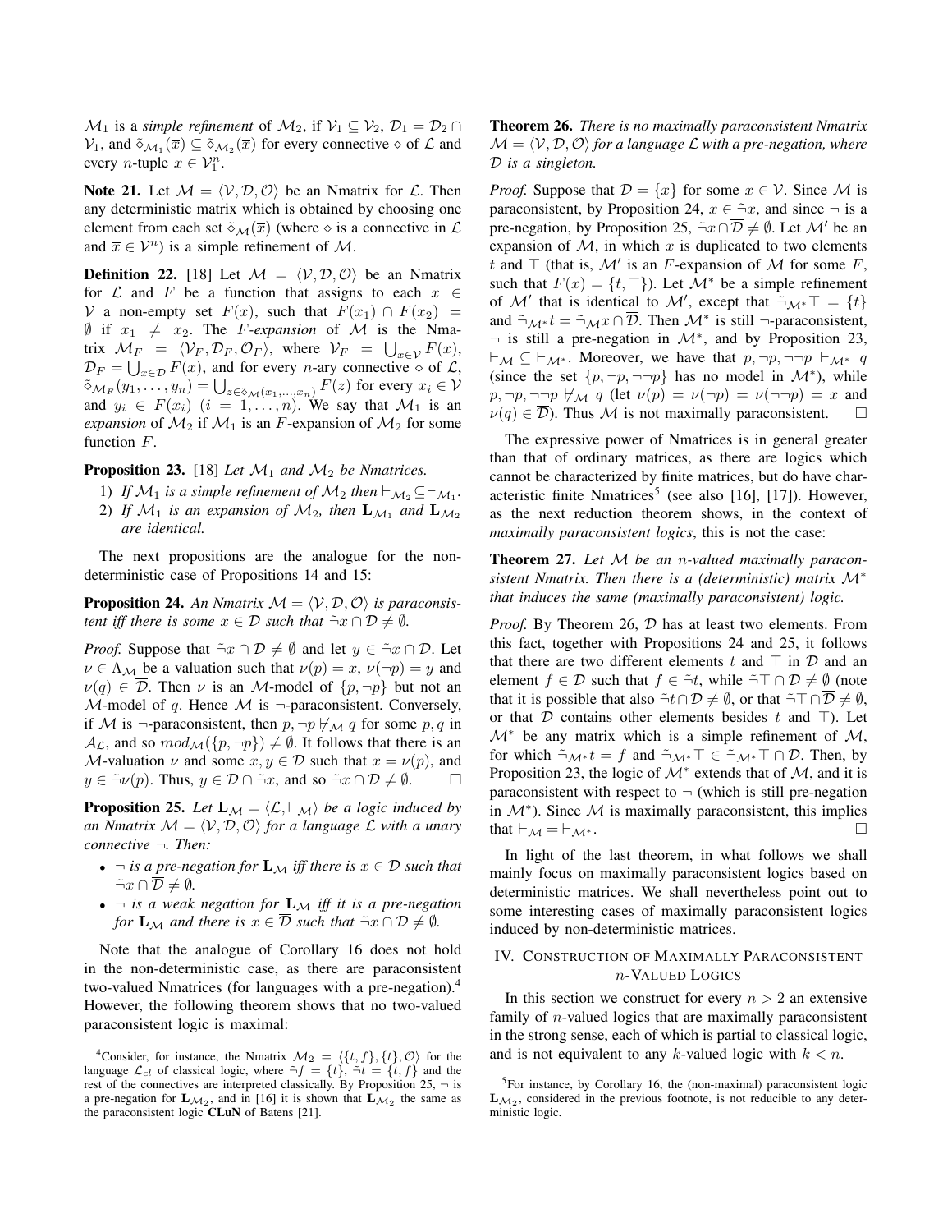$\mathcal{M}_1$ is a *simple refinement* of $\mathcal{M}_2$, if $\mathcal{V}_1 \subseteq \mathcal{V}_2$, $\mathcal{D}_1 = \mathcal{D}_2 \cap \mathcal{V}_1$, and $\tilde{\diamond}_{\mathcal{M}_1}(\overline{x}) \subseteq \tilde{\diamond}_{\mathcal{M}_2}(\overline{x})$ for every connective $\diamond$ of $\mathcal{L}$ and every $n$-tuple $\overline{x} \in \mathcal{V}_1^n$.

**Note 21.** Let $\mathcal{M} = \langle \mathcal{V}, \mathcal{D}, \mathcal{O} \rangle$ be an Nmatrix for $\mathcal{L}$. Then any deterministic matrix which is obtained by choosing one element from each set $\tilde{\diamond}_{\mathcal{M}}(\overline{x})$ (where $\diamond$ is a connective in $\mathcal{L}$ and $\overline{x} \in \mathcal{V}^n$) is a simple refinement of $\mathcal{M}$.

**Definition 22.** [18] Let $\mathcal{M} = \langle \mathcal{V}, \mathcal{D}, \mathcal{O} \rangle$ be an Nmatrix for $\mathcal{L}$ and $F$ be a function that assigns to each $x \in \mathcal{V}$ a non-empty set $F(x)$, such that $F(x_1) \cap F(x_2) = \emptyset$ if $x_1 \neq x_2$. The *$F$-expansion* of $\mathcal{M}$ is the Nmatrix $\mathcal{M}_F = \langle \mathcal{V}_F, \mathcal{D}_F, \mathcal{O}_F \rangle$, where $\mathcal{V}_F = \bigcup_{x \in \mathcal{V}} F(x)$, $\mathcal{D}_F = \bigcup_{x \in \mathcal{D}} F(x)$, and for every $n$-ary connective $\diamond$ of $\mathcal{L}$, $\tilde{\diamond}_{\mathcal{M}_F}(y_1, \ldots, y_n) = \bigcup_{z \in \tilde{\diamond}_{\mathcal{M}}(x_1, \ldots, x_n)} F(z)$ for every $x_i \in \mathcal{V}$ and $y_i \in F(x_i)$ $(i = 1, \ldots, n)$. We say that $\mathcal{M}_1$ is an *expansion* of $\mathcal{M}_2$ if $\mathcal{M}_1$ is an $F$-expansion of $\mathcal{M}_2$ for some function $F$.

**Proposition 23.** [18] *Let $\mathcal{M}_1$ and $\mathcal{M}_2$ be Nmatrices.*

1) *If $\mathcal{M}_1$ is a simple refinement of $\mathcal{M}_2$ then $\vdash_{\mathcal{M}_2} \subseteq \vdash_{\mathcal{M}_1}$.*
2) *If $\mathcal{M}_1$ is an expansion of $\mathcal{M}_2$, then $\mathbf{L}_{\mathcal{M}_1}$ and $\mathbf{L}_{\mathcal{M}_2}$ are identical.*

The next propositions are the analogue for the non-deterministic case of Propositions 14 and 15:

**Proposition 24.** *An Nmatrix $\mathcal{M} = \langle \mathcal{V}, \mathcal{D}, \mathcal{O} \rangle$ is paraconsistent iff there is some $x \in \mathcal{D}$ such that $\tilde{\neg} x \cap \mathcal{D} \neq \emptyset$.*

*Proof.* Suppose that $\tilde{\neg} x \cap \mathcal{D} \neq \emptyset$ and let $y \in \tilde{\neg} x \cap \mathcal{D}$. Let $\nu \in \Lambda_{\mathcal{M}}$ be a valuation such that $\nu(p) = x$, $\nu(\neg p) = y$ and $\nu(q) \in \overline{\mathcal{D}}$. Then $\nu$ is an $\mathcal{M}$-model of $\{p, \neg p\}$ but not an $\mathcal{M}$-model of $q$. Hence $\mathcal{M}$ is $\neg$-paraconsistent. Conversely, if $\mathcal{M}$ is $\neg$-paraconsistent, then $p, \neg p \not\vdash_{\mathcal{M}} q$ for some $p, q$ in $\mathcal{A}_{\mathcal{L}}$, and so $mod_{\mathcal{M}}(\{p, \neg p\}) \neq \emptyset$. It follows that there is an $\mathcal{M}$-valuation $\nu$ and some $x, y \in \mathcal{D}$ such that $x = \nu(p)$, and $y \in \tilde{\neg} \nu(p)$. Thus, $y \in \mathcal{D} \cap \tilde{\neg} x$, and so $\tilde{\neg} x \cap \mathcal{D} \neq \emptyset$. $\square$

**Proposition 25.** *Let $\mathbf{L}_{\mathcal{M}} = \langle \mathcal{L}, \vdash_{\mathcal{M}} \rangle$ be a logic induced by an Nmatrix $\mathcal{M} = \langle \mathcal{V}, \mathcal{D}, \mathcal{O} \rangle$ for a language $\mathcal{L}$ with a unary connective $\neg$. Then:*

- *$\neg$ is a pre-negation for $\mathbf{L}_{\mathcal{M}}$ iff there is $x \in \mathcal{D}$ such that $\tilde{\neg} x \cap \overline{\mathcal{D}} \neq \emptyset$.*
- *$\neg$ is a weak negation for $\mathbf{L}_{\mathcal{M}}$ iff it is a pre-negation for $\mathbf{L}_{\mathcal{M}}$ and there is $x \in \overline{\mathcal{D}}$ such that $\tilde{\neg} x \cap \mathcal{D} \neq \emptyset$.*

Note that the analogue of Corollary 16 does not hold in the non-deterministic case, as there are paraconsistent two-valued Nmatrices (for languages with a pre-negation).[4] However, the following theorem shows that no two-valued paraconsistent logic is maximal:

**Theorem 26.** *There is no maximally paraconsistent Nmatrix $\mathcal{M} = \langle \mathcal{V}, \mathcal{D}, \mathcal{O} \rangle$ for a language $\mathcal{L}$ with a pre-negation, where $\mathcal{D}$ is a singleton.*

*Proof.* Suppose that $\mathcal{D} = \{x\}$ for some $x \in \mathcal{V}$. Since $\mathcal{M}$ is paraconsistent, by Proposition 24, $x \in \tilde{\neg} x$, and since $\neg$ is a pre-negation, by Proposition 25, $\tilde{\neg} x \cap \overline{\mathcal{D}} \neq \emptyset$. Let $\mathcal{M}'$ be an expansion of $\mathcal{M}$, in which $x$ is duplicated to two elements $t$ and $\top$ (that is, $\mathcal{M}'$ is an $F$-expansion of $\mathcal{M}$ for some $F$, such that $F(x) = \{t, \top\}$). Let $\mathcal{M}^*$ be a simple refinement of $\mathcal{M}'$ that is identical to $\mathcal{M}'$, except that $\tilde{\neg}_{\mathcal{M}^*} \top = \{t\}$ and $\tilde{\neg}_{\mathcal{M}^*} t = \tilde{\neg}_{\mathcal{M}} x \cap \overline{\mathcal{D}}$. Then $\mathcal{M}^*$ is still $\neg$-paraconsistent, $\neg$ is still a pre-negation in $\mathcal{M}^*$, and by Proposition 23, $\vdash_{\mathcal{M}} \subseteq \vdash_{\mathcal{M}^*}$. Moreover, we have that $p, \neg p, \neg\neg p \vdash_{\mathcal{M}^*} q$ (since the set $\{p, \neg p, \neg\neg p\}$ has no model in $\mathcal{M}^*$), while $p, \neg p, \neg\neg p \not\vdash_{\mathcal{M}} q$ (let $\nu(p) = \nu(\neg p) = \nu(\neg\neg p) = x$ and $\nu(q) \in \overline{\mathcal{D}}$). Thus $\mathcal{M}$ is not maximally paraconsistent. $\square$

The expressive power of Nmatrices is in general greater than that of ordinary matrices, as there are logics which cannot be characterized by finite matrices, but do have characteristic finite Nmatrices[5] (see also [16], [17]). However, as the next reduction theorem shows, in the context of *maximally paraconsistent logics*, this is not the case:

**Theorem 27.** *Let $\mathcal{M}$ be an $n$-valued maximally paraconsistent Nmatrix. Then there is a (deterministic) matrix $\mathcal{M}^*$ that induces the same (maximally paraconsistent) logic.*

*Proof.* By Theorem 26, $\mathcal{D}$ has at least two elements. From this fact, together with Propositions 24 and 25, it follows that there are two different elements $t$ and $\top$ in $\mathcal{D}$ and an element $f \in \overline{\mathcal{D}}$ such that $f \in \tilde{\neg} t$, while $\tilde{\neg} \top \cap \mathcal{D} \neq \emptyset$ (note that it is possible that also $\tilde{\neg} t \cap \mathcal{D} \neq \emptyset$, or that $\tilde{\neg} \top \cap \overline{\mathcal{D}} \neq \emptyset$, or that $\mathcal{D}$ contains other elements besides $t$ and $\top$). Let $\mathcal{M}^*$ be any matrix which is a simple refinement of $\mathcal{M}$, for which $\tilde{\neg}_{\mathcal{M}^*} t = f$ and $\tilde{\neg}_{\mathcal{M}^*} \top \in \tilde{\neg}_{\mathcal{M}^*} \top \cap \mathcal{D}$. Then, by Proposition 23, the logic of $\mathcal{M}^*$ extends that of $\mathcal{M}$, and it is paraconsistent with respect to $\neg$ (which is still pre-negation in $\mathcal{M}^*$). Since $\mathcal{M}$ is maximally paraconsistent, this implies that $\vdash_{\mathcal{M}} = \vdash_{\mathcal{M}^*}$. $\square$

In light of the last theorem, in what follows we shall mainly focus on maximally paraconsistent logics based on deterministic matrices. We shall nevertheless point out to some interesting cases of maximally paraconsistent logics induced by non-deterministic matrices.

## IV. Construction of Maximally Paraconsistent $n$-Valued Logics

In this section we construct for every $n > 2$ an extensive family of $n$-valued logics that are maximally paraconsistent in the strong sense, each of which is partial to classical logic, and is not equivalent to any $k$-valued logic with $k < n$.

---

[4] Consider, for instance, the Nmatrix $\mathcal{M}_2 = \langle \{t, f\}, \{t\}, \mathcal{O} \rangle$ for the language $\mathcal{L}_{cl}$ of classical logic, where $\tilde{\neg} f = \{t\}$, $\tilde{\neg} t = \{t, f\}$ and the rest of the connectives are interpreted classically. By Proposition 25, $\neg$ is a pre-negation for $\mathbf{L}_{\mathcal{M}_2}$, and in [16] it is shown that $\mathbf{L}_{\mathcal{M}_2}$ the same as the paraconsistent logic **CLuN** of Batens [21].

[5] For instance, by Corollary 16, the (non-maximal) paraconsistent logic $\mathbf{L}_{\mathcal{M}_2}$, considered in the previous footnote, is not reducible to any deterministic logic.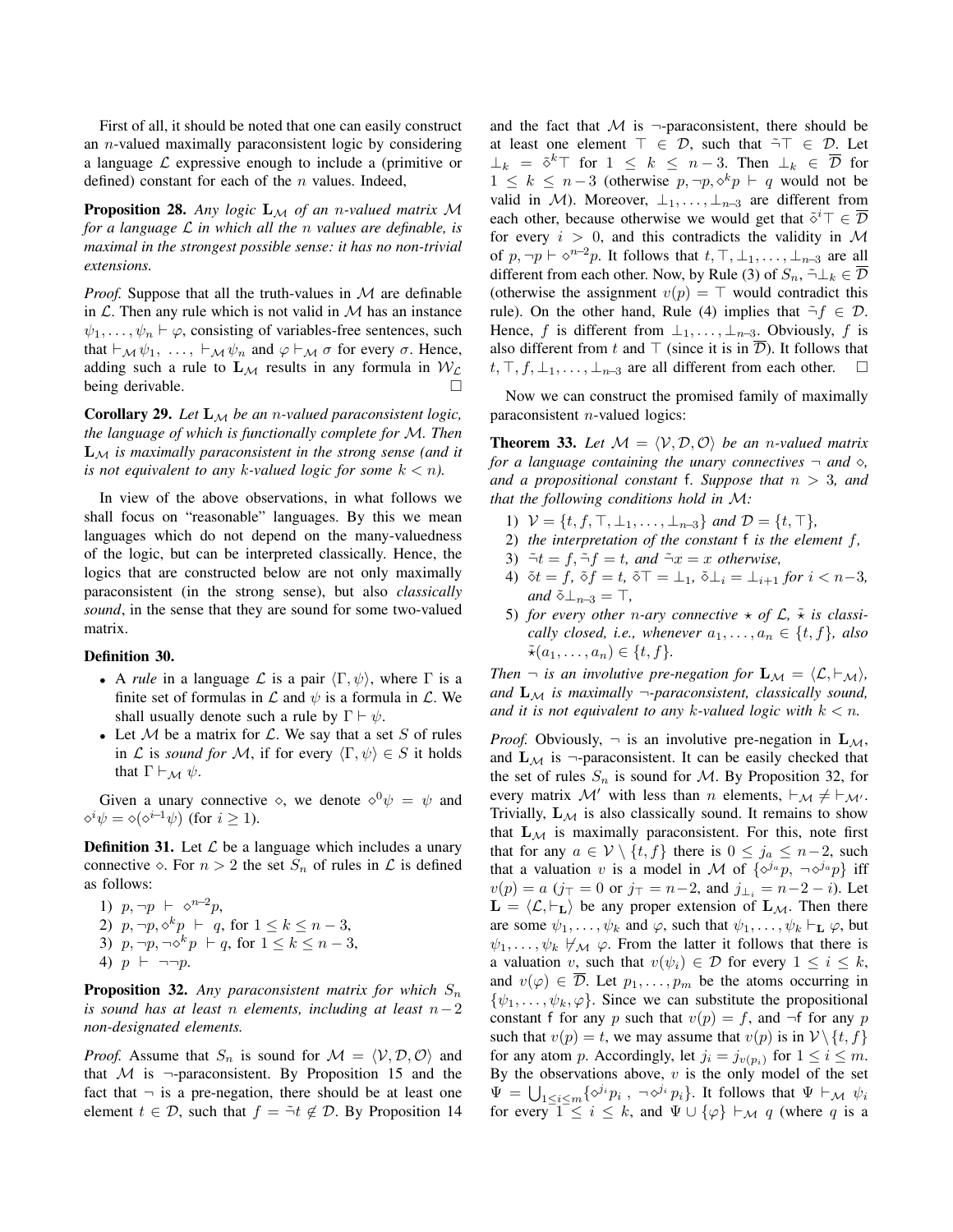First of all, it should be noted that one can easily construct an $n$-valued maximally paraconsistent logic by considering a language $\mathcal{L}$ expressive enough to include a (primitive or defined) constant for each of the $n$ values. Indeed,

**Proposition 28.** *Any logic $\mathbf{L}_\mathcal{M}$ of an $n$-valued matrix $\mathcal{M}$ for a language $\mathcal{L}$ in which all the $n$ values are definable, is maximal in the strongest possible sense: it has no non-trivial extensions.*

*Proof.* Suppose that all the truth-values in $\mathcal{M}$ are definable in $\mathcal{L}$. Then any rule which is not valid in $\mathcal{M}$ has an instance $\psi_1, \ldots, \psi_n \vdash \varphi$, consisting of variables-free sentences, such that $\vdash_\mathcal{M} \psi_1, \ \ldots, \ \vdash_\mathcal{M} \psi_n$ and $\varphi \vdash_\mathcal{M} \sigma$ for every $\sigma$. Hence, adding such a rule to $\mathbf{L}_\mathcal{M}$ results in any formula in $\mathcal{W}_\mathcal{L}$ being derivable. □

**Corollary 29.** *Let $\mathbf{L}_\mathcal{M}$ be an $n$-valued paraconsistent logic, the language of which is functionally complete for $\mathcal{M}$. Then $\mathbf{L}_\mathcal{M}$ is maximally paraconsistent in the strong sense (and it is not equivalent to any $k$-valued logic for some $k < n$).*

In view of the above observations, in what follows we shall focus on "reasonable" languages. By this we mean languages which do not depend on the many-valuedness of the logic, but can be interpreted classically. Hence, the logics that are constructed below are not only maximally paraconsistent (in the strong sense), but also *classically sound*, in the sense that they are sound for some two-valued matrix.

**Definition 30.**

- A *rule* in a language $\mathcal{L}$ is a pair $\langle \Gamma, \psi \rangle$, where $\Gamma$ is a finite set of formulas in $\mathcal{L}$ and $\psi$ is a formula in $\mathcal{L}$. We shall usually denote such a rule by $\Gamma \vdash \psi$.
- Let $\mathcal{M}$ be a matrix for $\mathcal{L}$. We say that a set $S$ of rules in $\mathcal{L}$ is *sound for* $\mathcal{M}$, if for every $\langle \Gamma, \psi \rangle \in S$ it holds that $\Gamma \vdash_\mathcal{M} \psi$.

Given a unary connective $\diamond$, we denote $\diamond^0 \psi = \psi$ and $\diamond^i \psi = \diamond(\diamond^{i-1}\psi)$ (for $i \geq 1$).

**Definition 31.** Let $\mathcal{L}$ be a language which includes a unary connective $\diamond$. For $n > 2$ the set $S_n$ of rules in $\mathcal{L}$ is defined as follows:

1) $p, \neg p \ \vdash \ \diamond^{n-2} p$,
2) $p, \neg p, \diamond^k p \ \vdash \ q$, for $1 \leq k \leq n-3$,
3) $p, \neg p, \neg \diamond^k p \ \vdash q$, for $1 \leq k \leq n-3$,
4) $p \ \vdash \ \neg\neg p$.

**Proposition 32.** *Any paraconsistent matrix for which $S_n$ is sound has at least $n$ elements, including at least $n-2$ non-designated elements.*

*Proof.* Assume that $S_n$ is sound for $\mathcal{M} = \langle \mathcal{V}, \mathcal{D}, \mathcal{O} \rangle$ and that $\mathcal{M}$ is $\neg$-paraconsistent. By Proposition 15 and the fact that $\neg$ is a pre-negation, there should be at least one element $t \in \mathcal{D}$, such that $f = \tilde{\neg} t \notin \mathcal{D}$. By Proposition 14 and the fact that $\mathcal{M}$ is $\neg$-paraconsistent, there should be at least one element $\top \in \mathcal{D}$, such that $\tilde{\neg} \top \in \mathcal{D}$. Let $\bot_k = \tilde{\diamond}^k \top$ for $1 \leq k \leq n-3$. Then $\bot_k \in \overline{\mathcal{D}}$ for $1 \leq k \leq n-3$ (otherwise $p, \neg p, \diamond^k p \vdash q$ would not be valid in $\mathcal{M}$). Moreover, $\bot_1, \ldots, \bot_{n-3}$ are different from each other, because otherwise we would get that $\tilde{\diamond}^i \top \in \overline{\mathcal{D}}$ for every $i > 0$, and this contradicts the validity in $\mathcal{M}$ of $p, \neg p \vdash \diamond^{n-2} p$. It follows that $t, \top, \bot_1, \ldots, \bot_{n-3}$ are all different from each other. Now, by Rule (3) of $S_n$, $\tilde{\neg} \bot_k \in \overline{\mathcal{D}}$ (otherwise the assignment $v(p) = \top$ would contradict this rule). On the other hand, Rule (4) implies that $\tilde{\neg} f \in \mathcal{D}$. Hence, $f$ is different from $\bot_1, \ldots, \bot_{n-3}$. Obviously, $f$ is also different from $t$ and $\top$ (since it is in $\overline{\mathcal{D}}$). It follows that $t, \top, f, \bot_1, \ldots, \bot_{n-3}$ are all different from each other. □

Now we can construct the promised family of maximally paraconsistent $n$-valued logics:

**Theorem 33.** *Let $\mathcal{M} = \langle \mathcal{V}, \mathcal{D}, \mathcal{O} \rangle$ be an $n$-valued matrix for a language containing the unary connectives $\neg$ and $\diamond$, and a propositional constant* f*. Suppose that $n > 3$, and that the following conditions hold in $\mathcal{M}$:*

1) *$\mathcal{V} = \{t, f, \top, \bot_1, \ldots, \bot_{n-3}\}$ and $\mathcal{D} = \{t, \top\}$,*
2) *the interpretation of the constant* f *is the element $f$,*
3) *$\tilde{\neg} t = f$, $\tilde{\neg} f = t$, and $\tilde{\neg} x = x$ otherwise,*
4) *$\tilde{\diamond} t = f$, $\tilde{\diamond} f = t$, $\tilde{\diamond} \top = \bot_1$, $\tilde{\diamond} \bot_i = \bot_{i+1}$ for $i < n-3$, and $\tilde{\diamond} \bot_{n-3} = \top$,*
5) *for every other $n$-ary connective $\star$ of $\mathcal{L}$, $\tilde{\star}$ is classically closed, i.e., whenever $a_1, \ldots, a_n \in \{t, f\}$, also $\tilde{\star}(a_1, \ldots, a_n) \in \{t, f\}$.*

*Then $\neg$ is an involutive pre-negation for $\mathbf{L}_\mathcal{M} = \langle \mathcal{L}, \vdash_\mathcal{M} \rangle$, and $\mathbf{L}_\mathcal{M}$ is maximally $\neg$-paraconsistent, classically sound, and it is not equivalent to any $k$-valued logic with $k < n$.*

*Proof.* Obviously, $\neg$ is an involutive pre-negation in $\mathbf{L}_\mathcal{M}$, and $\mathbf{L}_\mathcal{M}$ is $\neg$-paraconsistent. It can be easily checked that the set of rules $S_n$ is sound for $\mathcal{M}$. By Proposition 32, for every matrix $\mathcal{M}'$ with less than $n$ elements, $\vdash_\mathcal{M} \neq \vdash_{\mathcal{M}'}$. Trivially, $\mathbf{L}_\mathcal{M}$ is also classically sound. It remains to show that $\mathbf{L}_\mathcal{M}$ is maximally paraconsistent. For this, note first that for any $a \in \mathcal{V} \setminus \{t, f\}$ there is $0 \leq j_a \leq n-2$, such that a valuation $v$ is a model in $\mathcal{M}$ of $\{\diamond^{j_a} p, \neg \diamond^{j_a} p\}$ iff $v(p) = a$ ($j_\top = 0$ or $j_\top = n-2$, and $j_{\bot_i} = n-2-i$). Let $\mathbf{L} = \langle \mathcal{L}, \vdash_\mathbf{L} \rangle$ be any proper extension of $\mathbf{L}_\mathcal{M}$. Then there are some $\psi_1, \ldots, \psi_k$ and $\varphi$, such that $\psi_1, \ldots, \psi_k \vdash_\mathbf{L} \varphi$, but $\psi_1, \ldots, \psi_k \not\vdash_\mathcal{M} \varphi$. From the latter it follows that there is a valuation $v$, such that $v(\psi_i) \in \mathcal{D}$ for every $1 \leq i \leq k$, and $v(\varphi) \in \overline{\mathcal{D}}$. Let $p_1, \ldots, p_m$ be the atoms occurring in $\{\psi_1, \ldots, \psi_k, \varphi\}$. Since we can substitute the propositional constant f for any $p$ such that $v(p) = f$, and $\neg$f for any $p$ such that $v(p) = t$, we may assume that $v(p)$ is in $\mathcal{V} \setminus \{t, f\}$ for any atom $p$. Accordingly, let $j_i = j_{v(p_i)}$ for $1 \leq i \leq m$. By the observations above, $v$ is the only model of the set $\Psi = \bigcup_{1 \leq i \leq m} \{\diamond^{j_i} p_i \ , \ \neg \diamond^{j_i} p_i\}$. It follows that $\Psi \vdash_\mathcal{M} \psi_i$ for every $1 \leq i \leq k$, and $\Psi \cup \{\varphi\} \vdash_\mathcal{M} q$ (where $q$ is a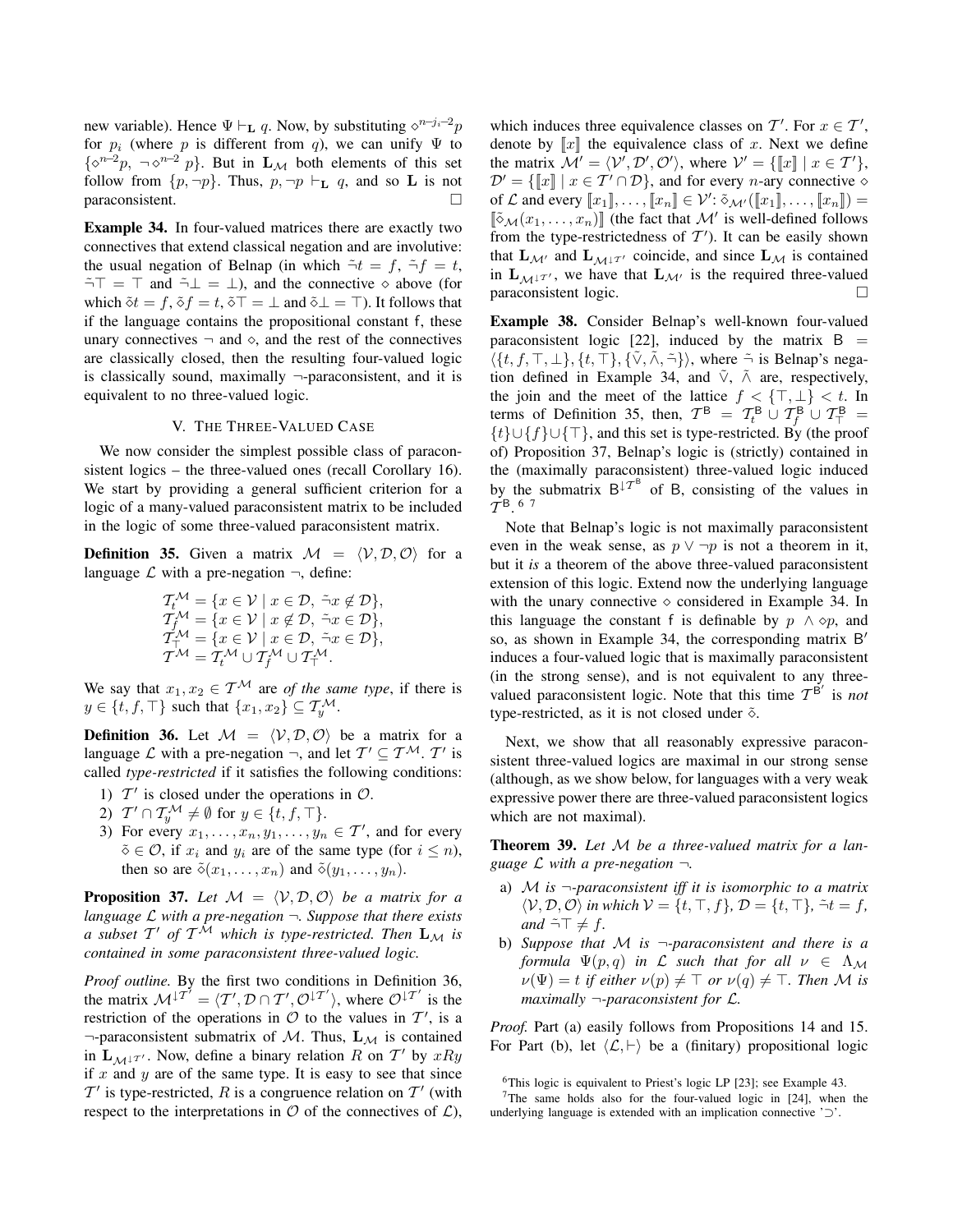new variable). Hence $\Psi \vdash_{\mathbf{L}} q$. Now, by substituting $\diamond^{n-j_i-2}p$ for $p_i$ (where $p$ is different from $q$), we can unify $\Psi$ to $\{\diamond^{n-2}p, \neg\diamond^{n-2}p\}$. But in $\mathbf{L}_{\mathcal{M}}$ both elements of this set follow from $\{p, \neg p\}$. Thus, $p, \neg p \vdash_{\mathbf{L}} q$, and so $\mathbf{L}$ is not paraconsistent. $\square$

**Example 34.** In four-valued matrices there are exactly two connectives that extend classical negation and are involutive: the usual negation of Belnap (in which $\tilde{\neg}t = f$, $\tilde{\neg}f = t$, $\tilde{\neg}\top = \top$ and $\tilde{\neg}\bot = \bot$), and the connective $\diamond$ above (for which $\tilde{\diamond}t = f$, $\tilde{\diamond}f = t$, $\tilde{\diamond}\top = \bot$ and $\tilde{\diamond}\bot = \top$). It follows that if the language contains the propositional constant f, these unary connectives $\neg$ and $\diamond$, and the rest of the connectives are classically closed, then the resulting four-valued logic is classically sound, maximally $\neg$-paraconsistent, and it is equivalent to no three-valued logic.

## V. The Three-Valued Case

We now consider the simplest possible class of paraconsistent logics – the three-valued ones (recall Corollary 16). We start by providing a general sufficient criterion for a logic of a many-valued paraconsistent matrix to be included in the logic of some three-valued paraconsistent matrix.

**Definition 35.** Given a matrix $\mathcal{M} = \langle \mathcal{V}, \mathcal{D}, \mathcal{O} \rangle$ for a language $\mathcal{L}$ with a pre-negation $\neg$, define:

$$
\begin{aligned}
\mathcal{T}_t^{\mathcal{M}} &= \{x \in \mathcal{V} \mid x \in \mathcal{D},\ \tilde{\neg}x \notin \mathcal{D}\},\\
\mathcal{T}_f^{\mathcal{M}} &= \{x \in \mathcal{V} \mid x \notin \mathcal{D},\ \tilde{\neg}x \in \mathcal{D}\},\\
\mathcal{T}_\top^{\mathcal{M}} &= \{x \in \mathcal{V} \mid x \in \mathcal{D},\ \tilde{\neg}x \in \mathcal{D}\},\\
\mathcal{T}^{\mathcal{M}} &= \mathcal{T}_t^{\mathcal{M}} \cup \mathcal{T}_f^{\mathcal{M}} \cup \mathcal{T}_\top^{\mathcal{M}}.
\end{aligned}
$$

We say that $x_1, x_2 \in \mathcal{T}^{\mathcal{M}}$ are *of the same type*, if there is $y \in \{t, f, \top\}$ such that $\{x_1, x_2\} \subseteq \mathcal{T}_y^{\mathcal{M}}$.

**Definition 36.** Let $\mathcal{M} = \langle \mathcal{V}, \mathcal{D}, \mathcal{O} \rangle$ be a matrix for a language $\mathcal{L}$ with a pre-negation $\neg$, and let $\mathcal{T}' \subseteq \mathcal{T}^{\mathcal{M}}$. $\mathcal{T}'$ is called *type-restricted* if it satisfies the following conditions:

1) $\mathcal{T}'$ is closed under the operations in $\mathcal{O}$.
2) $\mathcal{T}' \cap \mathcal{T}_y^{\mathcal{M}} \neq \emptyset$ for $y \in \{t, f, \top\}$.
3) For every $x_1, \ldots, x_n, y_1, \ldots, y_n \in \mathcal{T}'$, and for every $\tilde{\diamond} \in \mathcal{O}$, if $x_i$ and $y_i$ are of the same type (for $i \leq n$), then so are $\tilde{\diamond}(x_1, \ldots, x_n)$ and $\tilde{\diamond}(y_1, \ldots, y_n)$.

**Proposition 37.** *Let $\mathcal{M} = \langle \mathcal{V}, \mathcal{D}, \mathcal{O} \rangle$ be a matrix for a language $\mathcal{L}$ with a pre-negation $\neg$. Suppose that there exists a subset $\mathcal{T}'$ of $\mathcal{T}^{\mathcal{M}}$ which is type-restricted. Then $\mathbf{L}_{\mathcal{M}}$ is contained in some paraconsistent three-valued logic.*

*Proof outline.* By the first two conditions in Definition 36, the matrix $\mathcal{M}^{\downarrow\mathcal{T}'} = \langle \mathcal{T}', \mathcal{D} \cap \mathcal{T}', \mathcal{O}^{\downarrow\mathcal{T}'} \rangle$, where $\mathcal{O}^{\downarrow\mathcal{T}'}$ is the restriction of the operations in $\mathcal{O}$ to the values in $\mathcal{T}'$, is a $\neg$-paraconsistent submatrix of $\mathcal{M}$. Thus, $\mathbf{L}_{\mathcal{M}}$ is contained in $\mathbf{L}_{\mathcal{M}^{\downarrow\mathcal{T}'}}$. Now, define a binary relation $R$ on $\mathcal{T}'$ by $xRy$ if $x$ and $y$ are of the same type. It is easy to see that since $\mathcal{T}'$ is type-restricted, $R$ is a congruence relation on $\mathcal{T}'$ (with respect to the interpretations in $\mathcal{O}$ of the connectives of $\mathcal{L}$), which induces three equivalence classes on $\mathcal{T}'$. For $x \in \mathcal{T}'$, denote by $[\![x]\!]$ the equivalence class of $x$. Next we define the matrix $\mathcal{M}' = \langle \mathcal{V}', \mathcal{D}', \mathcal{O}' \rangle$, where $\mathcal{V}' = \{[\![x]\!] \mid x \in \mathcal{T}'\}$, $\mathcal{D}' = \{[\![x]\!] \mid x \in \mathcal{T}' \cap \mathcal{D}\}$, and for every $n$-ary connective $\diamond$ of $\mathcal{L}$ and every $[\![x_1]\!], \ldots, [\![x_n]\!] \in \mathcal{V}'$: $\tilde{\diamond}_{\mathcal{M}'}([\![x_1]\!], \ldots, [\![x_n]\!]) = [\![\tilde{\diamond}_{\mathcal{M}}(x_1, \ldots, x_n)]\!]$ (the fact that $\mathcal{M}'$ is well-defined follows from the type-restrictedness of $\mathcal{T}'$). It can be easily shown that $\mathbf{L}_{\mathcal{M}'}$ and $\mathbf{L}_{\mathcal{M}^{\downarrow\mathcal{T}'}}$ coincide, and since $\mathbf{L}_{\mathcal{M}}$ is contained in $\mathbf{L}_{\mathcal{M}^{\downarrow\mathcal{T}'}}$, we have that $\mathbf{L}_{\mathcal{M}'}$ is the required three-valued paraconsistent logic. $\square$

**Example 38.** Consider Belnap's well-known four-valued paraconsistent logic [22], induced by the matrix $\mathsf{B} = \langle \{t, f, \top, \bot\}, \{t, \top\}, \{\tilde{\vee}, \tilde{\wedge}, \tilde{\neg}\} \rangle$, where $\tilde{\neg}$ is Belnap's negation defined in Example 34, and $\tilde{\vee}$, $\tilde{\wedge}$ are, respectively, the join and the meet of the lattice $f < \{\top, \bot\} < t$. In terms of Definition 35, then, $\mathcal{T}^{\mathsf{B}} = \mathcal{T}_t^{\mathsf{B}} \cup \mathcal{T}_f^{\mathsf{B}} \cup \mathcal{T}_\top^{\mathsf{B}} = \{t\} \cup \{f\} \cup \{\top\}$, and this set is type-restricted. By (the proof of) Proposition 37, Belnap's logic is (strictly) contained in the (maximally paraconsistent) three-valued logic induced by the submatrix $\mathsf{B}^{\downarrow\mathcal{T}^{\mathsf{B}}}$ of $\mathsf{B}$, consisting of the values in $\mathcal{T}^{\mathsf{B}}$.[6] [7]

Note that Belnap's logic is not maximally paraconsistent even in the weak sense, as $p \vee \neg p$ is not a theorem in it, but it *is* a theorem of the above three-valued paraconsistent extension of this logic. Extend now the underlying language with the unary connective $\diamond$ considered in Example 34. In this language the constant f is definable by $p \wedge \diamond p$, and so, as shown in Example 34, the corresponding matrix $\mathsf{B}'$ induces a four-valued logic that is maximally paraconsistent (in the strong sense), and is not equivalent to any three-valued paraconsistent logic. Note that this time $\mathcal{T}^{\mathsf{B}'}$ is *not* type-restricted, as it is not closed under $\tilde{\diamond}$.

Next, we show that all reasonably expressive paraconsistent three-valued logics are maximal in our strong sense (although, as we show below, for languages with a very weak expressive power there are three-valued paraconsistent logics which are not maximal).

**Theorem 39.** *Let $\mathcal{M}$ be a three-valued matrix for a language $\mathcal{L}$ with a pre-negation $\neg$.*

a) *$\mathcal{M}$ is $\neg$-paraconsistent iff it is isomorphic to a matrix $\langle \mathcal{V}, \mathcal{D}, \mathcal{O} \rangle$ in which $\mathcal{V} = \{t, \top, f\}$, $\mathcal{D} = \{t, \top\}$, $\tilde{\neg}t = f$, and $\tilde{\neg}\top \neq f$.*
b) *Suppose that $\mathcal{M}$ is $\neg$-paraconsistent and there is a formula $\Psi(p, q)$ in $\mathcal{L}$ such that for all $\nu \in \Lambda_{\mathcal{M}}$ $\nu(\Psi) = t$ if either $\nu(p) \neq \top$ or $\nu(q) \neq \top$. Then $\mathcal{M}$ is maximally $\neg$-paraconsistent for $\mathcal{L}$.*

*Proof.* Part (a) easily follows from Propositions 14 and 15. For Part (b), let $\langle \mathcal{L}, \vdash \rangle$ be a (finitary) propositional logic

[6] This logic is equivalent to Priest's logic LP [23]; see Example 43.

[7] The same holds also for the four-valued logic in [24], when the underlying language is extended with an implication connective '$\supset$'.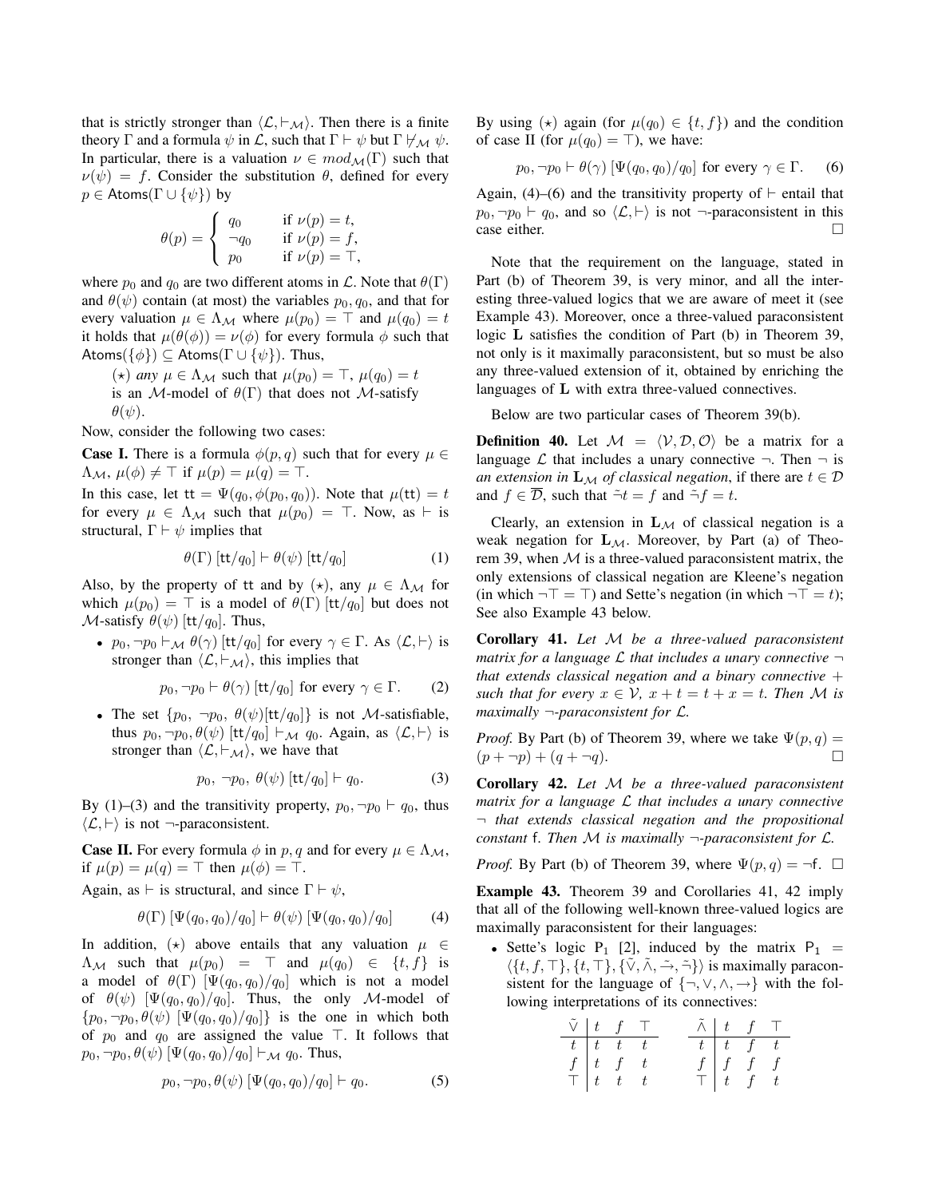that is strictly stronger than $\langle\mathcal{L},\vdash_{\mathcal{M}}\rangle$. Then there is a finite theory $\Gamma$ and a formula $\psi$ in $\mathcal{L}$, such that $\Gamma\vdash\psi$ but $\Gamma\not\vdash_{\mathcal{M}}\psi$. In particular, there is a valuation $\nu\in mod_{\mathcal{M}}(\Gamma)$ such that $\nu(\psi)=f$. Consider the substitution $\theta$, defined for every $p\in\mathsf{Atoms}(\Gamma\cup\{\psi\})$ by

$$\theta(p)=\begin{cases} q_0 & \text{if } \nu(p)=t,\\ \neg q_0 & \text{if } \nu(p)=f,\\ p_0 & \text{if } \nu(p)=\top,\end{cases}$$

where $p_0$ and $q_0$ are two different atoms in $\mathcal{L}$. Note that $\theta(\Gamma)$ and $\theta(\psi)$ contain (at most) the variables $p_0,q_0$, and that for every valuation $\mu\in\Lambda_{\mathcal{M}}$ where $\mu(p_0)=\top$ and $\mu(q_0)=t$ it holds that $\mu(\theta(\phi))=\nu(\phi)$ for every formula $\phi$ such that $\mathsf{Atoms}(\{\phi\})\subseteq\mathsf{Atoms}(\Gamma\cup\{\psi\})$. Thus,

($\star$) *any* $\mu\in\Lambda_{\mathcal{M}}$ *such that* $\mu(p_0)=\top$, $\mu(q_0)=t$ *is an* $\mathcal{M}$*-model of* $\theta(\Gamma)$ *that does not* $\mathcal{M}$*-satisfy* $\theta(\psi)$.

Now, consider the following two cases:

**Case I.** There is a formula $\phi(p,q)$ such that for every $\mu\in\Lambda_{\mathcal{M}}$, $\mu(\phi)\neq\top$ if $\mu(p)=\mu(q)=\top$.

In this case, let $\mathsf{tt}=\Psi(q_0,\phi(p_0,q_0))$. Note that $\mu(\mathsf{tt})=t$ for every $\mu\in\Lambda_{\mathcal{M}}$ such that $\mu(p_0)=\top$. Now, as $\vdash$ is structural, $\Gamma\vdash\psi$ implies that

$$\theta(\Gamma)\,[\mathsf{tt}/q_0]\vdash\theta(\psi)\,[\mathsf{tt}/q_0] \tag{1}$$

Also, by the property of $\mathsf{tt}$ and by ($\star$), any $\mu\in\Lambda_{\mathcal{M}}$ for which $\mu(p_0)=\top$ is a model of $\theta(\Gamma)\,[\mathsf{tt}/q_0]$ but does not $\mathcal{M}$-satisfy $\theta(\psi)\,[\mathsf{tt}/q_0]$. Thus,

- $p_0,\neg p_0\vdash_{\mathcal{M}}\theta(\gamma)\,[\mathsf{tt}/q_0]$ for every $\gamma\in\Gamma$. As $\langle\mathcal{L},\vdash\rangle$ is stronger than $\langle\mathcal{L},\vdash_{\mathcal{M}}\rangle$, this implies that

$$p_0,\neg p_0\vdash\theta(\gamma)\,[\mathsf{tt}/q_0]\text{ for every }\gamma\in\Gamma. \tag{2}$$

- The set $\{p_0,\ \neg p_0,\ \theta(\psi)[\mathsf{tt}/q_0]\}$ is not $\mathcal{M}$-satisfiable, thus $p_0,\neg p_0,\theta(\psi)\,[\mathsf{tt}/q_0]\vdash_{\mathcal{M}} q_0$. Again, as $\langle\mathcal{L},\vdash\rangle$ is stronger than $\langle\mathcal{L},\vdash_{\mathcal{M}}\rangle$, we have that

$$p_0,\ \neg p_0,\ \theta(\psi)\,[\mathsf{tt}/q_0]\vdash q_0. \tag{3}$$

By (1)–(3) and the transitivity property, $p_0,\neg p_0\vdash q_0$, thus $\langle\mathcal{L},\vdash\rangle$ is not $\neg$-paraconsistent.

**Case II.** For every formula $\phi$ in $p,q$ and for every $\mu\in\Lambda_{\mathcal{M}}$, if $\mu(p)=\mu(q)=\top$ then $\mu(\phi)=\top$.

Again, as $\vdash$ is structural, and since $\Gamma\vdash\psi$,

$$\theta(\Gamma)\,[\Psi(q_0,q_0)/q_0]\vdash\theta(\psi)\,[\Psi(q_0,q_0)/q_0] \tag{4}$$

In addition, ($\star$) above entails that any valuation $\mu\in\Lambda_{\mathcal{M}}$ such that $\mu(p_0)=\top$ and $\mu(q_0)\in\{t,f\}$ is a model of $\theta(\Gamma)\,[\Psi(q_0,q_0)/q_0]$ which is not a model of $\theta(\psi)\,[\Psi(q_0,q_0)/q_0]$. Thus, the only $\mathcal{M}$-model of $\{p_0,\neg p_0,\theta(\psi)\,[\Psi(q_0,q_0)/q_0]\}$ is the one in which both of $p_0$ and $q_0$ are assigned the value $\top$. It follows that $p_0,\neg p_0,\theta(\psi)\,[\Psi(q_0,q_0)/q_0]\vdash_{\mathcal{M}} q_0$. Thus,

$$p_0,\neg p_0,\theta(\psi)\,[\Psi(q_0,q_0)/q_0]\vdash q_0. \tag{5}$$

By using ($\star$) again (for $\mu(q_0)\in\{t,f\}$) and the condition of case II (for $\mu(q_0)=\top$), we have:

$$p_0,\neg p_0\vdash\theta(\gamma)\,[\Psi(q_0,q_0)/q_0]\text{ for every }\gamma\in\Gamma. \tag{6}$$

Again, (4)–(6) and the transitivity property of $\vdash$ entail that $p_0,\neg p_0\vdash q_0$, and so $\langle\mathcal{L},\vdash\rangle$ is not $\neg$-paraconsistent in this case either. $\square$

Note that the requirement on the language, stated in Part (b) of Theorem 39, is very minor, and all the interesting three-valued logics that we are aware of meet it (see Example 43). Moreover, once a three-valued paraconsistent logic $\mathbf{L}$ satisfies the condition of Part (b) in Theorem 39, not only is it maximally paraconsistent, but so must be also any three-valued extension of it, obtained by enriching the languages of $\mathbf{L}$ with extra three-valued connectives.

Below are two particular cases of Theorem 39(b).

**Definition 40.** Let $\mathcal{M}=\langle\mathcal{V},\mathcal{D},\mathcal{O}\rangle$ be a matrix for a language $\mathcal{L}$ that includes a unary connective $\neg$. Then $\neg$ is *an extension in* $\mathbf{L}_{\mathcal{M}}$ *of classical negation*, if there are $t\in\mathcal{D}$ and $f\in\overline{\mathcal{D}}$, such that $\tilde{\neg}t=f$ and $\tilde{\neg}f=t$.

Clearly, an extension in $\mathbf{L}_{\mathcal{M}}$ of classical negation is a weak negation for $\mathbf{L}_{\mathcal{M}}$. Moreover, by Part (a) of Theorem 39, when $\mathcal{M}$ is a three-valued paraconsistent matrix, the only extensions of classical negation are Kleene's negation (in which $\neg\top=\top$) and Sette's negation (in which $\neg\top=t$); See also Example 43 below.

**Corollary 41.** *Let* $\mathcal{M}$ *be a three-valued paraconsistent matrix for a language* $\mathcal{L}$ *that includes a unary connective* $\neg$ *that extends classical negation and a binary connective* $+$ *such that for every* $x\in\mathcal{V}$, $x+t=t+x=t$. *Then* $\mathcal{M}$ *is maximally* $\neg$*-paraconsistent for* $\mathcal{L}$.

*Proof.* By Part (b) of Theorem 39, where we take $\Psi(p,q)=(p+\neg p)+(q+\neg q)$. $\square$

**Corollary 42.** *Let* $\mathcal{M}$ *be a three-valued paraconsistent matrix for a language* $\mathcal{L}$ *that includes a unary connective* $\neg$ *that extends classical negation and the propositional constant* $\mathsf{f}$. *Then* $\mathcal{M}$ *is maximally* $\neg$*-paraconsistent for* $\mathcal{L}$.

*Proof.* By Part (b) of Theorem 39, where $\Psi(p,q)=\neg\mathsf{f}$. $\square$

**Example 43.** Theorem 39 and Corollaries 41, 42 imply that all of the following well-known three-valued logics are maximally paraconsistent for their languages:

- Sette's logic $\mathsf{P}_1$ [2], induced by the matrix $\mathsf{P}_1=\langle\{t,f,\top\},\{t,\top\},\{\tilde{\vee},\tilde{\wedge},\tilde{\to},\tilde{\neg}\}\rangle$ is maximally paraconsistent for the language of $\{\neg,\vee,\wedge,\to\}$ with the following interpretations of its connectives:

| $\tilde{\vee}$ | $t$ | $f$ | $\top$ |
|---|---|---|---|
| $t$ | $t$ | $t$ | $t$ |
| $f$ | $t$ | $f$ | $t$ |
| $\top$ | $t$ | $t$ | $t$ |

| $\tilde{\wedge}$ | $t$ | $f$ | $\top$ |
|---|---|---|---|
| $t$ | $t$ | $f$ | $t$ |
| $f$ | $f$ | $f$ | $f$ |
| $\top$ | $t$ | $f$ | $t$ |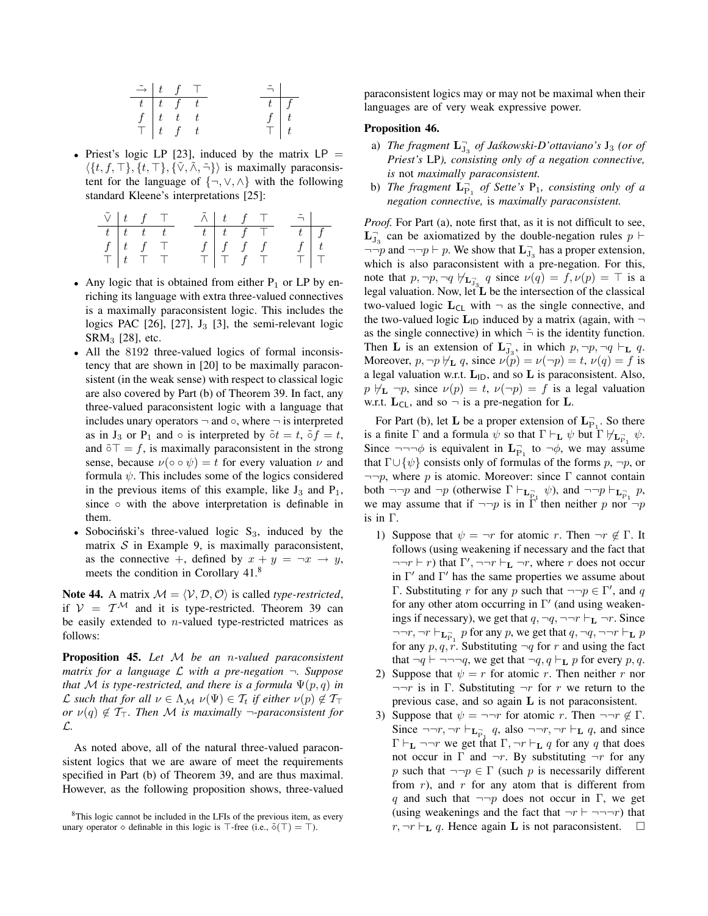| $\tilde{\rightarrow}$ | $t$ | $f$ | $\top$ |
|---|---|---|---|
| $t$ | $t$ | $f$ | $t$ |
| $f$ | $t$ | $t$ | $t$ |
| $\top$ | $t$ | $f$ | $t$ |

| $\tilde{\neg}$ | |
|---|---|
| $t$ | $f$ |
| $f$ | $t$ |
| $\top$ | $t$ |

- Priest's logic LP [23], induced by the matrix $\mathsf{LP} = \langle\{t, f, \top\}, \{t, \top\}, \{\tilde{\vee}, \tilde{\wedge}, \tilde{\neg}\}\rangle$ is maximally paraconsistent for the language of $\{\neg, \vee, \wedge\}$ with the following standard Kleene's interpretations [25]:

| $\tilde{\vee}$ | $t$ | $f$ | $\top$ |
|---|---|---|---|
| $t$ | $t$ | $t$ | $t$ |
| $f$ | $t$ | $f$ | $\top$ |
| $\top$ | $t$ | $\top$ | $\top$ |

| $\tilde{\wedge}$ | $t$ | $f$ | $\top$ |
|---|---|---|---|
| $t$ | $t$ | $f$ | $\top$ |
| $f$ | $f$ | $f$ | $f$ |
| $\top$ | $\top$ | $f$ | $\top$ |

| $\tilde{\neg}$ | |
|---|---|
| $t$ | $f$ |
| $f$ | $t$ |
| $\top$ | $\top$ |

- Any logic that is obtained from either $\mathrm{P}_1$ or LP by enriching its language with extra three-valued connectives is a maximally paraconsistent logic. This includes the logics PAC [26], [27], $\mathrm{J}_3$ [3], the semi-relevant logic $\mathrm{SRM}_3$ [28], etc.
- All the 8192 three-valued logics of formal inconsistency that are shown in [20] to be maximally paraconsistent (in the weak sense) with respect to classical logic are also covered by Part (b) of Theorem 39. In fact, any three-valued paraconsistent logic with a language that includes unary operators $\neg$ and $\circ$, where $\neg$ is interpreted as in $\mathrm{J}_3$ or $\mathrm{P}_1$ and $\circ$ is interpreted by $\tilde{\circ}t = t$, $\tilde{\circ}f = t$, and $\tilde{\circ}\top = f$, is maximally paraconsistent in the strong sense, because $\nu(\circ\circ\psi) = t$ for every valuation $\nu$ and formula $\psi$. This includes some of the logics considered in the previous items of this example, like $\mathrm{J}_3$ and $\mathrm{P}_1$, since $\circ$ with the above interpretation is definable in them.
- Sobociński's three-valued logic $\mathrm{S}_3$, induced by the matrix $\mathcal{S}$ in Example 9, is maximally paraconsistent, as the connective $+$, defined by $x + y = \neg x \rightarrow y$, meets the condition in Corollary 41.[8]

**Note 44.** A matrix $\mathcal{M} = \langle\mathcal{V}, \mathcal{D}, \mathcal{O}\rangle$ is called *type-restricted*, if $\mathcal{V} = \mathcal{T}^{\mathcal{M}}$ and it is type-restricted. Theorem 39 can be easily extended to $n$-valued type-restricted matrices as follows:

**Proposition 45.** *Let $\mathcal{M}$ be an $n$-valued paraconsistent matrix for a language $\mathcal{L}$ with a pre-negation $\neg$. Suppose that $\mathcal{M}$ is type-restricted, and there is a formula $\Psi(p, q)$ in $\mathcal{L}$ such that for all $\nu \in \Lambda_{\mathcal{M}}$ $\nu(\Psi) \in \mathcal{T}_t$ if either $\nu(p) \notin \mathcal{T}_\top$ or $\nu(q) \notin \mathcal{T}_\top$. Then $\mathcal{M}$ is maximally $\neg$-paraconsistent for $\mathcal{L}$.*

As noted above, all of the natural three-valued paraconsistent logics that we are aware of meet the requirements specified in Part (b) of Theorem 39, and are thus maximal. However, as the following proposition shows, three-valued paraconsistent logics may or may not be maximal when their languages are of very weak expressive power.

**Proposition 46.**

a) *The fragment $\mathbf{L}^{\neg}_{\mathrm{J}_3}$ of Jaśkowski-D'ottaviano's $\mathrm{J}_3$ (or of Priest's LP), consisting only of a negation connective, is* not *maximally paraconsistent.*

b) *The fragment $\mathbf{L}^{\neg}_{\mathrm{P}_1}$ of Sette's $\mathrm{P}_1$, consisting only of a negation connective,* is *maximally paraconsistent.*

*Proof.* For Part (a), note first that, as it is not difficult to see, $\mathbf{L}^{\neg}_{\mathrm{J}_3}$ can be axiomatized by the double-negation rules $p \vdash \neg\neg p$ and $\neg\neg p \vdash p$. We show that $\mathbf{L}^{\neg}_{\mathrm{J}_3}$ has a proper extension, which is also paraconsistent with a pre-negation. For this, note that $p, \neg p, \neg q \nvdash_{\mathbf{L}^{\neg}_{\mathrm{J}_3}} q$ since $\nu(q) = f, \nu(p) = \top$ is a legal valuation. Now, let $\mathbf{L}$ be the intersection of the classical two-valued logic $\mathbf{L}_{\mathsf{CL}}$ with $\neg$ as the single connective, and the two-valued logic $\mathbf{L}_{\mathsf{ID}}$ induced by a matrix (again, with $\neg$ as the single connective) in which $\tilde{\neg}$ is the identity function. Then $\mathbf{L}$ is an extension of $\mathbf{L}^{\neg}_{\mathrm{J}_3}$, in which $p, \neg p, \neg q \vdash_{\mathbf{L}} q$. Moreover, $p, \neg p \nvdash_{\mathbf{L}} q$, since $\nu(p) = \nu(\neg p) = t$, $\nu(q) = f$ is a legal valuation w.r.t. $\mathbf{L}_{\mathsf{ID}}$, and so $\mathbf{L}$ is paraconsistent. Also, $p \nvdash_{\mathbf{L}} \neg p$, since $\nu(p) = t$, $\nu(\neg p) = f$ is a legal valuation w.r.t. $\mathbf{L}_{\mathsf{CL}}$, and so $\neg$ is a pre-negation for $\mathbf{L}$.

For Part (b), let $\mathbf{L}$ be a proper extension of $\mathbf{L}^{\neg}_{\mathrm{P}_1}$. So there is a finite $\Gamma$ and a formula $\psi$ so that $\Gamma \vdash_{\mathbf{L}} \psi$ but $\Gamma \nvdash_{\mathbf{L}^{\neg}_{\mathrm{P}_1}} \psi$. Since $\neg\neg\neg\phi$ is equivalent in $\mathbf{L}^{\neg}_{\mathrm{P}_1}$ to $\neg\phi$, we may assume that $\Gamma \cup \{\psi\}$ consists only of formulas of the forms $p$, $\neg p$, or $\neg\neg p$, where $p$ is atomic. Moreover: since $\Gamma$ cannot contain both $\neg\neg p$ and $\neg p$ (otherwise $\Gamma \vdash_{\mathbf{L}^{\neg}_{\mathrm{P}_1}} \psi$), and $\neg\neg p \vdash_{\mathbf{L}^{\neg}_{\mathrm{P}_1}} p$, we may assume that if $\neg\neg p$ is in $\Gamma$ then neither $p$ nor $\neg p$ is in $\Gamma$.

1) Suppose that $\psi = \neg r$ for atomic $r$. Then $\neg r \notin \Gamma$. It follows (using weakening if necessary and the fact that $\neg\neg r \vdash r$) that $\Gamma', \neg\neg r \vdash_{\mathbf{L}} \neg r$, where $r$ does not occur in $\Gamma'$ and $\Gamma'$ has the same properties we assume about $\Gamma$. Substituting $r$ for any $p$ such that $\neg\neg p \in \Gamma'$, and $q$ for any other atom occurring in $\Gamma'$ (and using weakenings if necessary), we get that $q, \neg q, \neg\neg r \vdash_{\mathbf{L}} \neg r$. Since $\neg\neg r, \neg r \vdash_{\mathbf{L}^{\neg}_{\mathrm{P}_1}} p$ for any $p$, we get that $q, \neg q, \neg\neg r \vdash_{\mathbf{L}} p$ for any $p, q, r$. Substituting $\neg q$ for $r$ and using the fact that $\neg q \vdash \neg\neg\neg q$, we get that $\neg q, q \vdash_{\mathbf{L}} p$ for every $p, q$.
2) Suppose that $\psi = r$ for atomic $r$. Then neither $r$ nor $\neg\neg r$ is in $\Gamma$. Substituting $\neg r$ for $r$ we return to the previous case, and so again $\mathbf{L}$ is not paraconsistent.
3) Suppose that $\psi = \neg\neg r$ for atomic $r$. Then $\neg\neg r \notin \Gamma$. Since $\neg\neg r, \neg r \vdash_{\mathbf{L}^{\neg}_{\mathrm{P}_1}} q$, also $\neg\neg r, \neg r \vdash_{\mathbf{L}} q$, and since $\Gamma \vdash_{\mathbf{L}} \neg\neg r$ we get that $\Gamma, \neg r \vdash_{\mathbf{L}} q$ for any $q$ that does not occur in $\Gamma$ and $\neg r$. By substituting $\neg r$ for any $p$ such that $\neg\neg p \in \Gamma$ (such $p$ is necessarily different from $r$), and $r$ for any atom that is different from $q$ and such that $\neg\neg p$ does not occur in $\Gamma$, we get (using weakenings and the fact that $\neg r \vdash \neg\neg\neg r$) that $r, \neg r \vdash_{\mathbf{L}} q$. Hence again $\mathbf{L}$ is not paraconsistent. $\square$

[8] This logic cannot be included in the LFIs of the previous item, as every unary operator $\diamond$ definable in this logic is $\top$-free (i.e., $\tilde{\diamond}(\top) = \top$).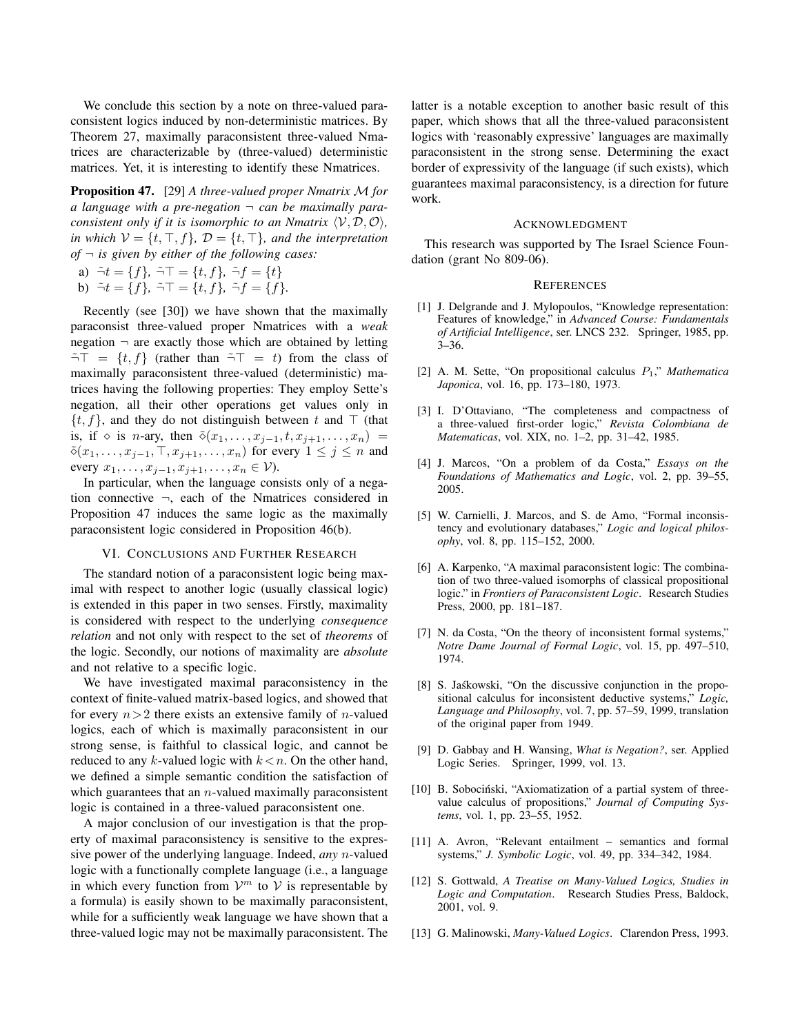We conclude this section by a note on three-valued paraconsistent logics induced by non-deterministic matrices. By Theorem 27, maximally paraconsistent three-valued Nmatrices are characterizable by (three-valued) deterministic matrices. Yet, it is interesting to identify these Nmatrices.

**Proposition 47.** [29] *A three-valued proper Nmatrix $\mathcal{M}$ for a language with a pre-negation $\neg$ can be maximally paraconsistent only if it is isomorphic to an Nmatrix $\langle \mathcal{V}, \mathcal{D}, \mathcal{O} \rangle$, in which $\mathcal{V} = \{t, \top, f\}$, $\mathcal{D} = \{t, \top\}$, and the interpretation of $\neg$ is given by either of the following cases:*

a) $\tilde{\neg} t = \{f\}$, $\tilde{\neg} \top = \{t, f\}$, $\tilde{\neg} f = \{t\}$

b) $\tilde{\neg} t = \{f\}$, $\tilde{\neg} \top = \{t, f\}$, $\tilde{\neg} f = \{f\}$.

Recently (see [30]) we have shown that the maximally paraconsist three-valued proper Nmatrices with a *weak* negation $\neg$ are exactly those which are obtained by letting $\tilde{\neg} \top = \{t, f\}$ (rather than $\tilde{\neg} \top = t$) from the class of maximally paraconsistent three-valued (deterministic) matrices having the following properties: They employ Sette's negation, all their other operations get values only in $\{t, f\}$, and they do not distinguish between $t$ and $\top$ (that is, if $\diamond$ is $n$-ary, then $\tilde{\diamond}(x_1, \ldots, x_{j-1}, t, x_{j+1}, \ldots, x_n) = \tilde{\diamond}(x_1, \ldots, x_{j-1}, \top, x_{j+1}, \ldots, x_n)$ for every $1 \leq j \leq n$ and every $x_1, \ldots, x_{j-1}, x_{j+1}, \ldots, x_n \in \mathcal{V}$).

In particular, when the language consists only of a negation connective $\neg$, each of the Nmatrices considered in Proposition 47 induces the same logic as the maximally paraconsistent logic considered in Proposition 46(b).

## VI. Conclusions and Further Research

The standard notion of a paraconsistent logic being maximal with respect to another logic (usually classical logic) is extended in this paper in two senses. Firstly, maximality is considered with respect to the underlying *consequence relation* and not only with respect to the set of *theorems* of the logic. Secondly, our notions of maximality are *absolute* and not relative to a specific logic.

We have investigated maximal paraconsistency in the context of finite-valued matrix-based logics, and showed that for every $n > 2$ there exists an extensive family of $n$-valued logics, each of which is maximally paraconsistent in our strong sense, is faithful to classical logic, and cannot be reduced to any $k$-valued logic with $k < n$. On the other hand, we defined a simple semantic condition the satisfaction of which guarantees that an $n$-valued maximally paraconsistent logic is contained in a three-valued paraconsistent one.

A major conclusion of our investigation is that the property of maximal paraconsistency is sensitive to the expressive power of the underlying language. Indeed, *any* $n$-valued logic with a functionally complete language (i.e., a language in which every function from $\mathcal{V}^m$ to $\mathcal{V}$ is representable by a formula) is easily shown to be maximally paraconsistent, while for a sufficiently weak language we have shown that a three-valued logic may not be maximally paraconsistent. The latter is a notable exception to another basic result of this paper, which shows that all the three-valued paraconsistent logics with 'reasonably expressive' languages are maximally paraconsistent in the strong sense. Determining the exact border of expressivity of the language (if such exists), which guarantees maximal paraconsistency, is a direction for future work.

## Acknowledgment

This research was supported by The Israel Science Foundation (grant No 809-06).

## References

[1] J. Delgrande and J. Mylopoulos, "Knowledge representation: Features of knowledge," in *Advanced Course: Fundamentals of Artificial Intelligence*, ser. LNCS 232. Springer, 1985, pp. 3–36.

[2] A. M. Sette, "On propositional calculus $P_1$," *Mathematica Japonica*, vol. 16, pp. 173–180, 1973.

[3] I. D'Ottaviano, "The completeness and compactness of a three-valued first-order logic," *Revista Colombiana de Matematicas*, vol. XIX, no. 1–2, pp. 31–42, 1985.

[4] J. Marcos, "On a problem of da Costa," *Essays on the Foundations of Mathematics and Logic*, vol. 2, pp. 39–55, 2005.

[5] W. Carnielli, J. Marcos, and S. de Amo, "Formal inconsistency and evolutionary databases," *Logic and logical philosophy*, vol. 8, pp. 115–152, 2000.

[6] A. Karpenko, "A maximal paraconsistent logic: The combination of two three-valued isomorphs of classical propositional logic." in *Frontiers of Paraconsistent Logic*. Research Studies Press, 2000, pp. 181–187.

[7] N. da Costa, "On the theory of inconsistent formal systems," *Notre Dame Journal of Formal Logic*, vol. 15, pp. 497–510, 1974.

[8] S. Jaśkowski, "On the discussive conjunction in the propositional calculus for inconsistent deductive systems," *Logic, Language and Philosophy*, vol. 7, pp. 57–59, 1999, translation of the original paper from 1949.

[9] D. Gabbay and H. Wansing, *What is Negation?*, ser. Applied Logic Series. Springer, 1999, vol. 13.

[10] B. Sobociński, "Axiomatization of a partial system of three-value calculus of propositions," *Journal of Computing Systems*, vol. 1, pp. 23–55, 1952.

[11] A. Avron, "Relevant entailment – semantics and formal systems," *J. Symbolic Logic*, vol. 49, pp. 334–342, 1984.

[12] S. Gottwald, *A Treatise on Many-Valued Logics, Studies in Logic and Computation*. Research Studies Press, Baldock, 2001, vol. 9.

[13] G. Malinowski, *Many-Valued Logics*. Clarendon Press, 1993.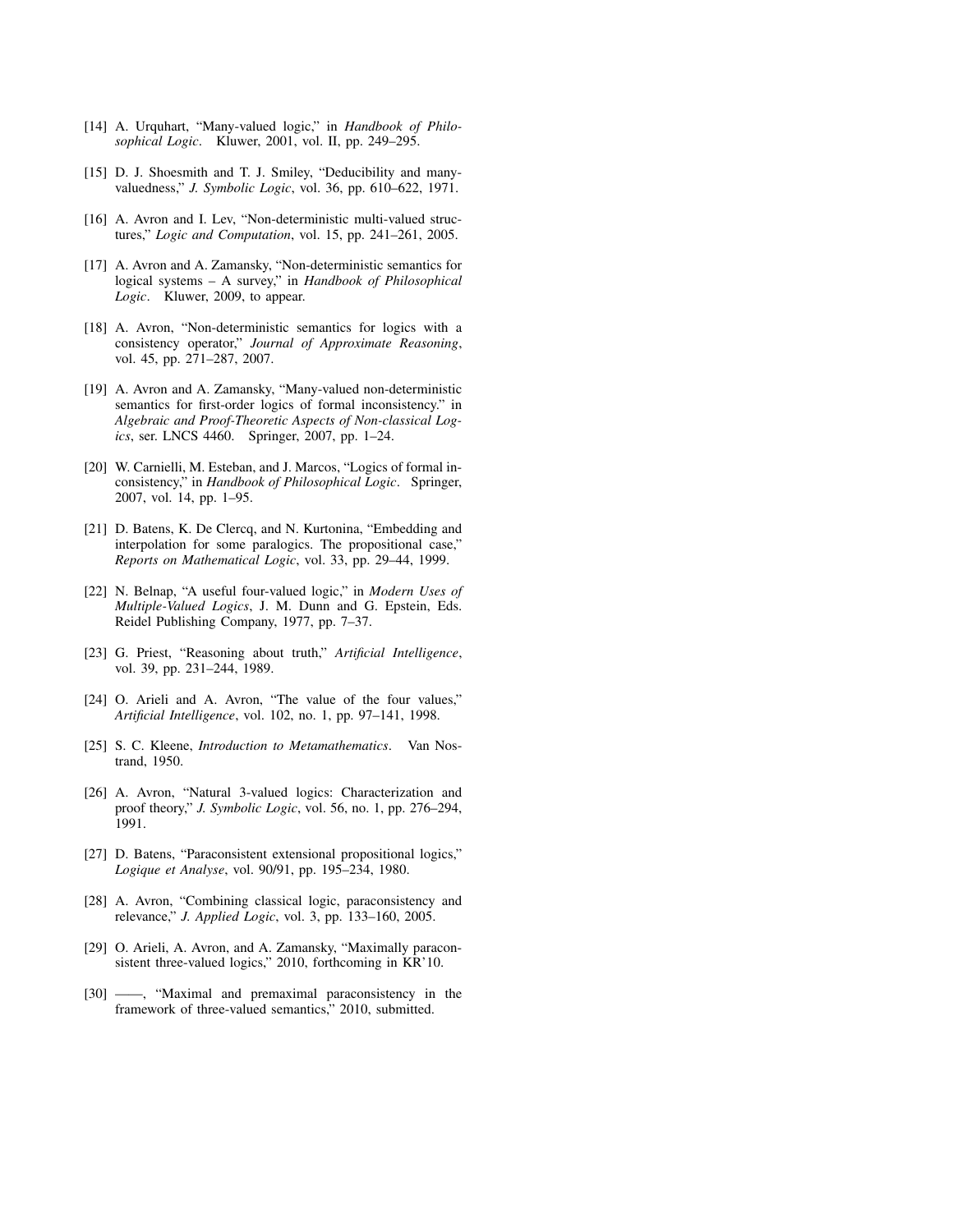[14] A. Urquhart, "Many-valued logic," in *Handbook of Philosophical Logic*. Kluwer, 2001, vol. II, pp. 249–295.

[15] D. J. Shoesmith and T. J. Smiley, "Deducibility and many-valuedness," *J. Symbolic Logic*, vol. 36, pp. 610–622, 1971.

[16] A. Avron and I. Lev, "Non-deterministic multi-valued structures," *Logic and Computation*, vol. 15, pp. 241–261, 2005.

[17] A. Avron and A. Zamansky, "Non-deterministic semantics for logical systems – A survey," in *Handbook of Philosophical Logic*. Kluwer, 2009, to appear.

[18] A. Avron, "Non-deterministic semantics for logics with a consistency operator," *Journal of Approximate Reasoning*, vol. 45, pp. 271–287, 2007.

[19] A. Avron and A. Zamansky, "Many-valued non-deterministic semantics for first-order logics of formal inconsistency." in *Algebraic and Proof-Theoretic Aspects of Non-classical Logics*, ser. LNCS 4460. Springer, 2007, pp. 1–24.

[20] W. Carnielli, M. Esteban, and J. Marcos, "Logics of formal inconsistency," in *Handbook of Philosophical Logic*. Springer, 2007, vol. 14, pp. 1–95.

[21] D. Batens, K. De Clercq, and N. Kurtonina, "Embedding and interpolation for some paralogics. The propositional case," *Reports on Mathematical Logic*, vol. 33, pp. 29–44, 1999.

[22] N. Belnap, "A useful four-valued logic," in *Modern Uses of Multiple-Valued Logics*, J. M. Dunn and G. Epstein, Eds. Reidel Publishing Company, 1977, pp. 7–37.

[23] G. Priest, "Reasoning about truth," *Artificial Intelligence*, vol. 39, pp. 231–244, 1989.

[24] O. Arieli and A. Avron, "The value of the four values," *Artificial Intelligence*, vol. 102, no. 1, pp. 97–141, 1998.

[25] S. C. Kleene, *Introduction to Metamathematics*. Van Nostrand, 1950.

[26] A. Avron, "Natural 3-valued logics: Characterization and proof theory," *J. Symbolic Logic*, vol. 56, no. 1, pp. 276–294, 1991.

[27] D. Batens, "Paraconsistent extensional propositional logics," *Logique et Analyse*, vol. 90/91, pp. 195–234, 1980.

[28] A. Avron, "Combining classical logic, paraconsistency and relevance," *J. Applied Logic*, vol. 3, pp. 133–160, 2005.

[29] O. Arieli, A. Avron, and A. Zamansky, "Maximally paraconsistent three-valued logics," 2010, forthcoming in KR'10.

[30] ——, "Maximal and premaximal paraconsistency in the framework of three-valued semantics," 2010, submitted.